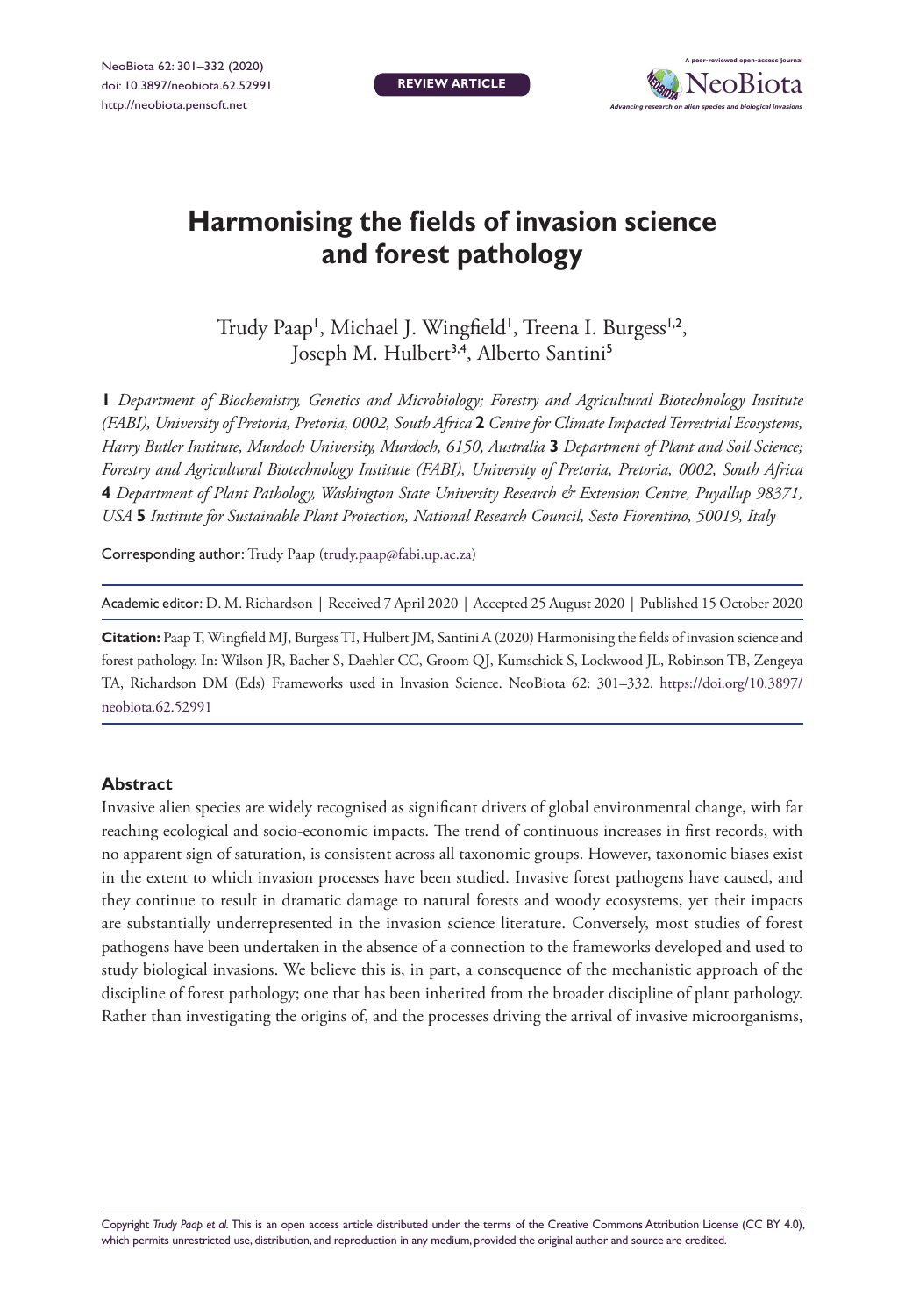REVIEW ARTICLE

# Harmonising the fields of invasion science and forest pathology

Trudy Paap[1], Michael J. Wingfield[1], Treena I. Burgess[1,2], Joseph M. Hulbert[3,4], Alberto Santini[5]

**1** *Department of Biochemistry, Genetics and Microbiology; Forestry and Agricultural Biotechnology Institute (FABI), University of Pretoria, Pretoria, 0002, South Africa* **2** *Centre for Climate Impacted Terrestrial Ecosystems, Harry Butler Institute, Murdoch University, Murdoch, 6150, Australia* **3** *Department of Plant and Soil Science; Forestry and Agricultural Biotechnology Institute (FABI), University of Pretoria, Pretoria, 0002, South Africa* **4** *Department of Plant Pathology, Washington State University Research & Extension Centre, Puyallup 98371, USA* **5** *Institute for Sustainable Plant Protection, National Research Council, Sesto Fiorentino, 50019, Italy*

Corresponding author: Trudy Paap (trudy.paap@fabi.up.ac.za)

Academic editor: D. M. Richardson | Received 7 April 2020 | Accepted 25 August 2020 | Published 15 October 2020

**Citation:** Paap T, Wingfield MJ, Burgess TI, Hulbert JM, Santini A (2020) Harmonising the fields of invasion science and forest pathology. In: Wilson JR, Bacher S, Daehler CC, Groom QJ, Kumschick S, Lockwood JL, Robinson TB, Zengeya TA, Richardson DM (Eds) Frameworks used in Invasion Science. NeoBiota 62: 301–332. https://doi.org/10.3897/neobiota.62.52991

## Abstract

Invasive alien species are widely recognised as significant drivers of global environmental change, with far reaching ecological and socio-economic impacts. The trend of continuous increases in first records, with no apparent sign of saturation, is consistent across all taxonomic groups. However, taxonomic biases exist in the extent to which invasion processes have been studied. Invasive forest pathogens have caused, and they continue to result in dramatic damage to natural forests and woody ecosystems, yet their impacts are substantially underrepresented in the invasion science literature. Conversely, most studies of forest pathogens have been undertaken in the absence of a connection to the frameworks developed and used to study biological invasions. We believe this is, in part, a consequence of the mechanistic approach of the discipline of forest pathology; one that has been inherited from the broader discipline of plant pathology. Rather than investigating the origins of, and the processes driving the arrival of invasive microorganisms,

Copyright *Trudy Paap et al.* This is an open access article distributed under the terms of the Creative Commons Attribution License (CC BY 4.0), which permits unrestricted use, distribution, and reproduction in any medium, provided the original author and source are credited.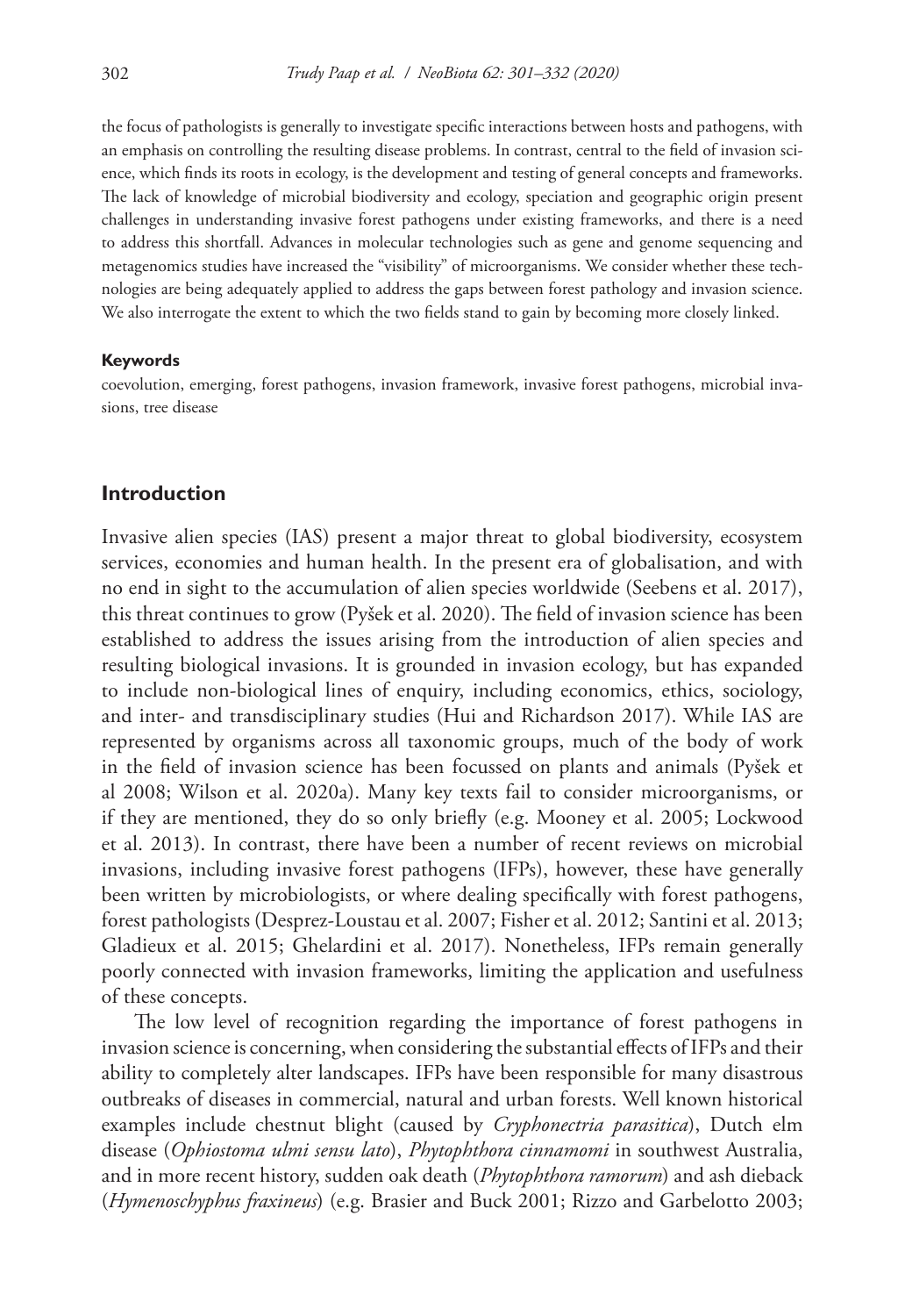the focus of pathologists is generally to investigate specific interactions between hosts and pathogens, with an emphasis on controlling the resulting disease problems. In contrast, central to the field of invasion science, which finds its roots in ecology, is the development and testing of general concepts and frameworks. The lack of knowledge of microbial biodiversity and ecology, speciation and geographic origin present challenges in understanding invasive forest pathogens under existing frameworks, and there is a need to address this shortfall. Advances in molecular technologies such as gene and genome sequencing and metagenomics studies have increased the "visibility" of microorganisms. We consider whether these technologies are being adequately applied to address the gaps between forest pathology and invasion science. We also interrogate the extent to which the two fields stand to gain by becoming more closely linked.

#### Keywords

coevolution, emerging, forest pathogens, invasion framework, invasive forest pathogens, microbial invasions, tree disease

## Introduction

Invasive alien species (IAS) present a major threat to global biodiversity, ecosystem services, economies and human health. In the present era of globalisation, and with no end in sight to the accumulation of alien species worldwide (Seebens et al. 2017), this threat continues to grow (Pyšek et al. 2020). The field of invasion science has been established to address the issues arising from the introduction of alien species and resulting biological invasions. It is grounded in invasion ecology, but has expanded to include non-biological lines of enquiry, including economics, ethics, sociology, and inter- and transdisciplinary studies (Hui and Richardson 2017). While IAS are represented by organisms across all taxonomic groups, much of the body of work in the field of invasion science has been focussed on plants and animals (Pyšek et al 2008; Wilson et al. 2020a). Many key texts fail to consider microorganisms, or if they are mentioned, they do so only briefly (e.g. Mooney et al. 2005; Lockwood et al. 2013). In contrast, there have been a number of recent reviews on microbial invasions, including invasive forest pathogens (IFPs), however, these have generally been written by microbiologists, or where dealing specifically with forest pathogens, forest pathologists (Desprez-Loustau et al. 2007; Fisher et al. 2012; Santini et al. 2013; Gladieux et al. 2015; Ghelardini et al. 2017). Nonetheless, IFPs remain generally poorly connected with invasion frameworks, limiting the application and usefulness of these concepts.

The low level of recognition regarding the importance of forest pathogens in invasion science is concerning, when considering the substantial effects of IFPs and their ability to completely alter landscapes. IFPs have been responsible for many disastrous outbreaks of diseases in commercial, natural and urban forests. Well known historical examples include chestnut blight (caused by *Cryphonectria parasitica*), Dutch elm disease (*Ophiostoma ulmi sensu lato*), *Phytophthora cinnamomi* in southwest Australia, and in more recent history, sudden oak death (*Phytophthora ramorum*) and ash dieback (*Hymenoschyphus fraxineus*) (e.g. Brasier and Buck 2001; Rizzo and Garbelotto 2003;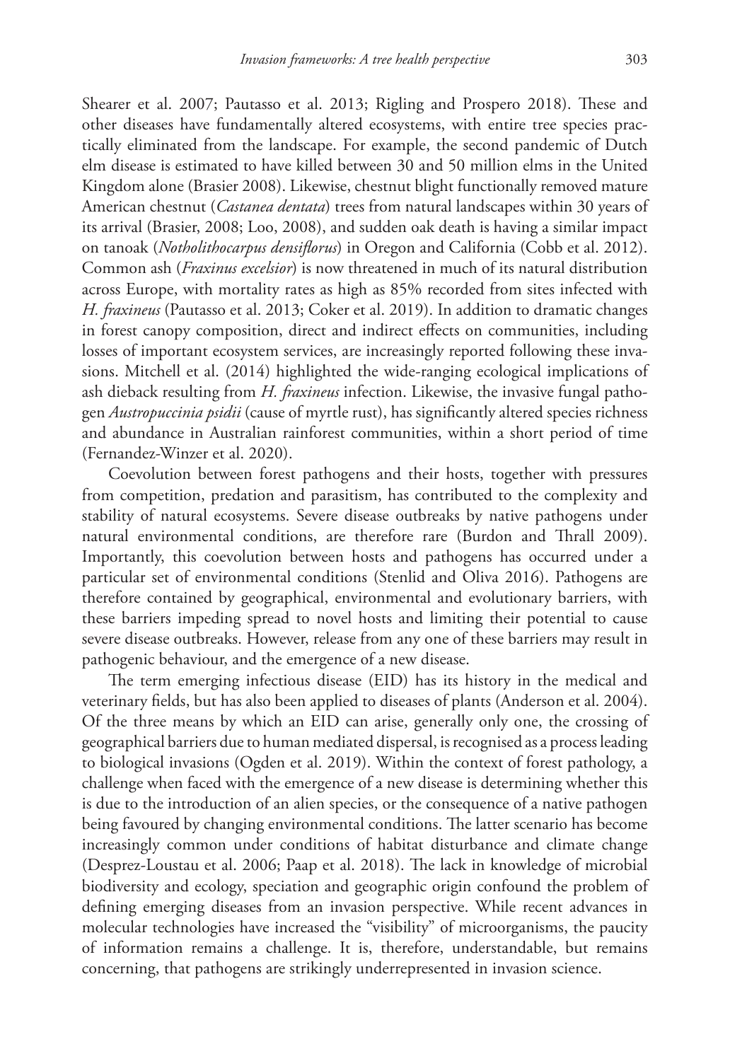Shearer et al. 2007; Pautasso et al. 2013; Rigling and Prospero 2018). These and other diseases have fundamentally altered ecosystems, with entire tree species practically eliminated from the landscape. For example, the second pandemic of Dutch elm disease is estimated to have killed between 30 and 50 million elms in the United Kingdom alone (Brasier 2008). Likewise, chestnut blight functionally removed mature American chestnut (*Castanea dentata*) trees from natural landscapes within 30 years of its arrival (Brasier, 2008; Loo, 2008), and sudden oak death is having a similar impact on tanoak (*Notholithocarpus densiflorus*) in Oregon and California (Cobb et al. 2012). Common ash (*Fraxinus excelsior*) is now threatened in much of its natural distribution across Europe, with mortality rates as high as 85% recorded from sites infected with *H. fraxineus* (Pautasso et al. 2013; Coker et al. 2019). In addition to dramatic changes in forest canopy composition, direct and indirect effects on communities, including losses of important ecosystem services, are increasingly reported following these invasions. Mitchell et al. (2014) highlighted the wide-ranging ecological implications of ash dieback resulting from *H. fraxineus* infection. Likewise, the invasive fungal pathogen *Austropuccinia psidii* (cause of myrtle rust), has significantly altered species richness and abundance in Australian rainforest communities, within a short period of time (Fernandez-Winzer et al. 2020).

Coevolution between forest pathogens and their hosts, together with pressures from competition, predation and parasitism, has contributed to the complexity and stability of natural ecosystems. Severe disease outbreaks by native pathogens under natural environmental conditions, are therefore rare (Burdon and Thrall 2009). Importantly, this coevolution between hosts and pathogens has occurred under a particular set of environmental conditions (Stenlid and Oliva 2016). Pathogens are therefore contained by geographical, environmental and evolutionary barriers, with these barriers impeding spread to novel hosts and limiting their potential to cause severe disease outbreaks. However, release from any one of these barriers may result in pathogenic behaviour, and the emergence of a new disease.

The term emerging infectious disease (EID) has its history in the medical and veterinary fields, but has also been applied to diseases of plants (Anderson et al. 2004). Of the three means by which an EID can arise, generally only one, the crossing of geographical barriers due to human mediated dispersal, is recognised as a process leading to biological invasions (Ogden et al. 2019). Within the context of forest pathology, a challenge when faced with the emergence of a new disease is determining whether this is due to the introduction of an alien species, or the consequence of a native pathogen being favoured by changing environmental conditions. The latter scenario has become increasingly common under conditions of habitat disturbance and climate change (Desprez-Loustau et al. 2006; Paap et al. 2018). The lack in knowledge of microbial biodiversity and ecology, speciation and geographic origin confound the problem of defining emerging diseases from an invasion perspective. While recent advances in molecular technologies have increased the "visibility" of microorganisms, the paucity of information remains a challenge. It is, therefore, understandable, but remains concerning, that pathogens are strikingly underrepresented in invasion science.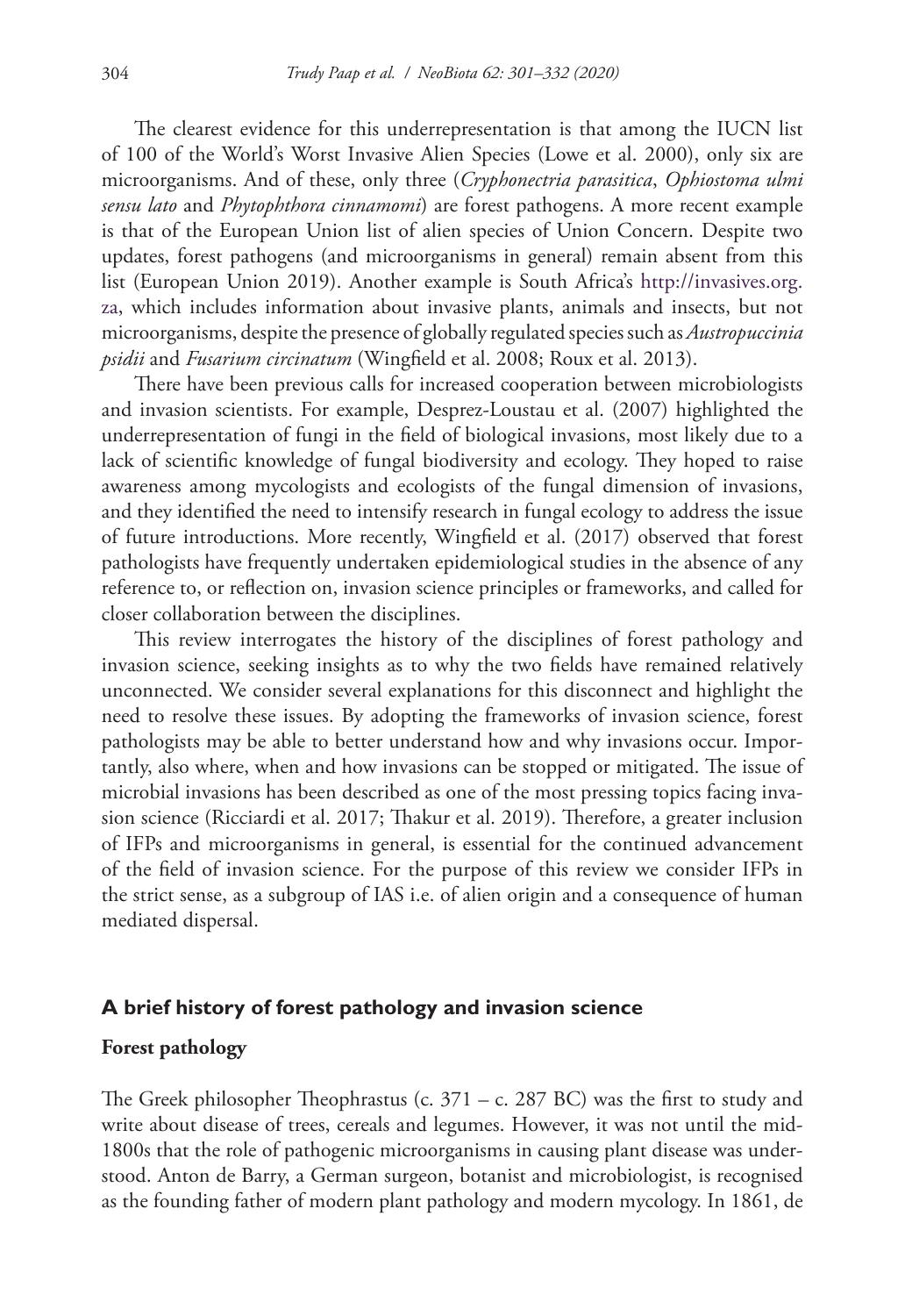The clearest evidence for this underrepresentation is that among the IUCN list of 100 of the World's Worst Invasive Alien Species (Lowe et al. 2000), only six are microorganisms. And of these, only three (*Cryphonectria parasitica*, *Ophiostoma ulmi sensu lato* and *Phytophthora cinnamomi*) are forest pathogens. A more recent example is that of the European Union list of alien species of Union Concern. Despite two updates, forest pathogens (and microorganisms in general) remain absent from this list (European Union 2019). Another example is South Africa's http://invasives.org.za, which includes information about invasive plants, animals and insects, but not microorganisms, despite the presence of globally regulated species such as *Austropuccinia psidii* and *Fusarium circinatum* (Wingfield et al. 2008; Roux et al. 2013).

There have been previous calls for increased cooperation between microbiologists and invasion scientists. For example, Desprez-Loustau et al. (2007) highlighted the underrepresentation of fungi in the field of biological invasions, most likely due to a lack of scientific knowledge of fungal biodiversity and ecology. They hoped to raise awareness among mycologists and ecologists of the fungal dimension of invasions, and they identified the need to intensify research in fungal ecology to address the issue of future introductions. More recently, Wingfield et al. (2017) observed that forest pathologists have frequently undertaken epidemiological studies in the absence of any reference to, or reflection on, invasion science principles or frameworks, and called for closer collaboration between the disciplines.

This review interrogates the history of the disciplines of forest pathology and invasion science, seeking insights as to why the two fields have remained relatively unconnected. We consider several explanations for this disconnect and highlight the need to resolve these issues. By adopting the frameworks of invasion science, forest pathologists may be able to better understand how and why invasions occur. Importantly, also where, when and how invasions can be stopped or mitigated. The issue of microbial invasions has been described as one of the most pressing topics facing invasion science (Ricciardi et al. 2017; Thakur et al. 2019). Therefore, a greater inclusion of IFPs and microorganisms in general, is essential for the continued advancement of the field of invasion science. For the purpose of this review we consider IFPs in the strict sense, as a subgroup of IAS i.e. of alien origin and a consequence of human mediated dispersal.

## A brief history of forest pathology and invasion science

### Forest pathology

The Greek philosopher Theophrastus (c. 371 – c. 287 BC) was the first to study and write about disease of trees, cereals and legumes. However, it was not until the mid-1800s that the role of pathogenic microorganisms in causing plant disease was understood. Anton de Barry, a German surgeon, botanist and microbiologist, is recognised as the founding father of modern plant pathology and modern mycology. In 1861, de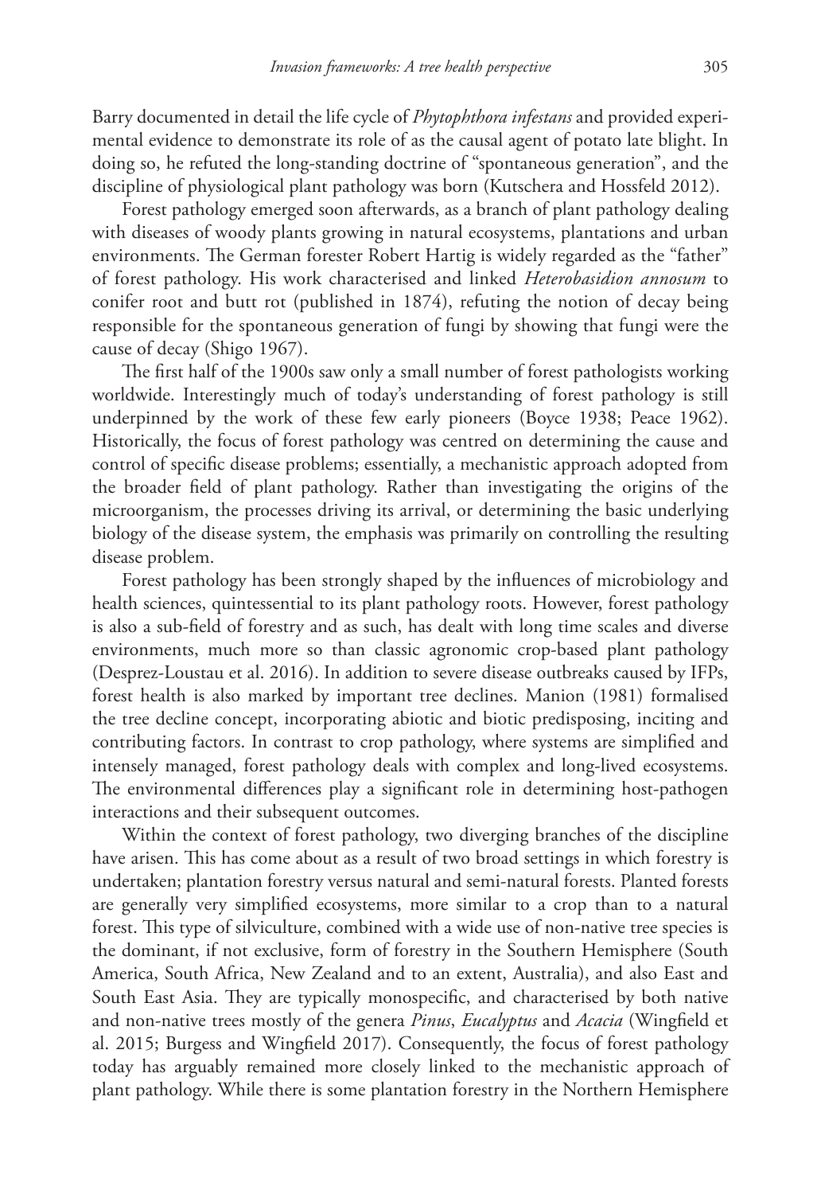Barry documented in detail the life cycle of *Phytophthora infestans* and provided experimental evidence to demonstrate its role of as the causal agent of potato late blight. In doing so, he refuted the long-standing doctrine of "spontaneous generation", and the discipline of physiological plant pathology was born (Kutschera and Hossfeld 2012).

Forest pathology emerged soon afterwards, as a branch of plant pathology dealing with diseases of woody plants growing in natural ecosystems, plantations and urban environments. The German forester Robert Hartig is widely regarded as the "father" of forest pathology. His work characterised and linked *Heterobasidion annosum* to conifer root and butt rot (published in 1874), refuting the notion of decay being responsible for the spontaneous generation of fungi by showing that fungi were the cause of decay (Shigo 1967).

The first half of the 1900s saw only a small number of forest pathologists working worldwide. Interestingly much of today's understanding of forest pathology is still underpinned by the work of these few early pioneers (Boyce 1938; Peace 1962). Historically, the focus of forest pathology was centred on determining the cause and control of specific disease problems; essentially, a mechanistic approach adopted from the broader field of plant pathology. Rather than investigating the origins of the microorganism, the processes driving its arrival, or determining the basic underlying biology of the disease system, the emphasis was primarily on controlling the resulting disease problem.

Forest pathology has been strongly shaped by the influences of microbiology and health sciences, quintessential to its plant pathology roots. However, forest pathology is also a sub-field of forestry and as such, has dealt with long time scales and diverse environments, much more so than classic agronomic crop-based plant pathology (Desprez-Loustau et al. 2016). In addition to severe disease outbreaks caused by IFPs, forest health is also marked by important tree declines. Manion (1981) formalised the tree decline concept, incorporating abiotic and biotic predisposing, inciting and contributing factors. In contrast to crop pathology, where systems are simplified and intensely managed, forest pathology deals with complex and long-lived ecosystems. The environmental differences play a significant role in determining host-pathogen interactions and their subsequent outcomes.

Within the context of forest pathology, two diverging branches of the discipline have arisen. This has come about as a result of two broad settings in which forestry is undertaken; plantation forestry versus natural and semi-natural forests. Planted forests are generally very simplified ecosystems, more similar to a crop than to a natural forest. This type of silviculture, combined with a wide use of non-native tree species is the dominant, if not exclusive, form of forestry in the Southern Hemisphere (South America, South Africa, New Zealand and to an extent, Australia), and also East and South East Asia. They are typically monospecific, and characterised by both native and non-native trees mostly of the genera *Pinus*, *Eucalyptus* and *Acacia* (Wingfield et al. 2015; Burgess and Wingfield 2017). Consequently, the focus of forest pathology today has arguably remained more closely linked to the mechanistic approach of plant pathology. While there is some plantation forestry in the Northern Hemisphere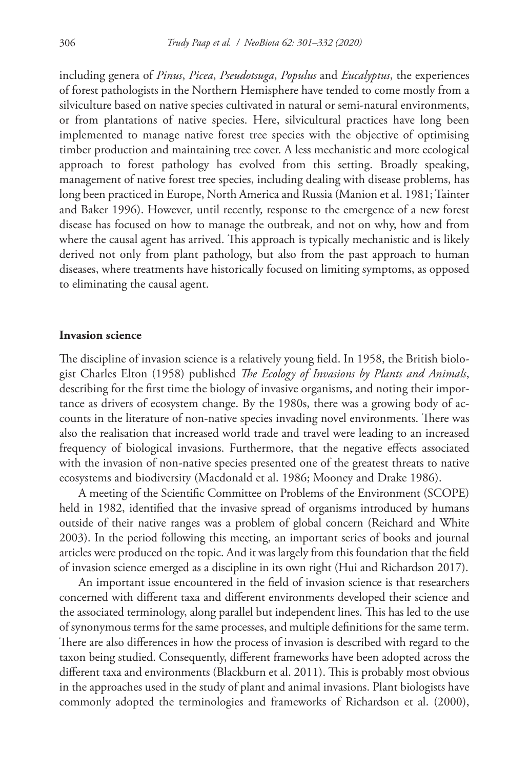including genera of *Pinus*, *Picea*, *Pseudotsuga*, *Populus* and *Eucalyptus*, the experiences of forest pathologists in the Northern Hemisphere have tended to come mostly from a silviculture based on native species cultivated in natural or semi-natural environments, or from plantations of native species. Here, silvicultural practices have long been implemented to manage native forest tree species with the objective of optimising timber production and maintaining tree cover. A less mechanistic and more ecological approach to forest pathology has evolved from this setting. Broadly speaking, management of native forest tree species, including dealing with disease problems, has long been practiced in Europe, North America and Russia (Manion et al. 1981; Tainter and Baker 1996). However, until recently, response to the emergence of a new forest disease has focused on how to manage the outbreak, and not on why, how and from where the causal agent has arrived. This approach is typically mechanistic and is likely derived not only from plant pathology, but also from the past approach to human diseases, where treatments have historically focused on limiting symptoms, as opposed to eliminating the causal agent.

## Invasion science

The discipline of invasion science is a relatively young field. In 1958, the British biologist Charles Elton (1958) published *The Ecology of Invasions by Plants and Animals*, describing for the first time the biology of invasive organisms, and noting their importance as drivers of ecosystem change. By the 1980s, there was a growing body of accounts in the literature of non-native species invading novel environments. There was also the realisation that increased world trade and travel were leading to an increased frequency of biological invasions. Furthermore, that the negative effects associated with the invasion of non-native species presented one of the greatest threats to native ecosystems and biodiversity (Macdonald et al. 1986; Mooney and Drake 1986).

A meeting of the Scientific Committee on Problems of the Environment (SCOPE) held in 1982, identified that the invasive spread of organisms introduced by humans outside of their native ranges was a problem of global concern (Reichard and White 2003). In the period following this meeting, an important series of books and journal articles were produced on the topic. And it was largely from this foundation that the field of invasion science emerged as a discipline in its own right (Hui and Richardson 2017).

An important issue encountered in the field of invasion science is that researchers concerned with different taxa and different environments developed their science and the associated terminology, along parallel but independent lines. This has led to the use of synonymous terms for the same processes, and multiple definitions for the same term. There are also differences in how the process of invasion is described with regard to the taxon being studied. Consequently, different frameworks have been adopted across the different taxa and environments (Blackburn et al. 2011). This is probably most obvious in the approaches used in the study of plant and animal invasions. Plant biologists have commonly adopted the terminologies and frameworks of Richardson et al. (2000),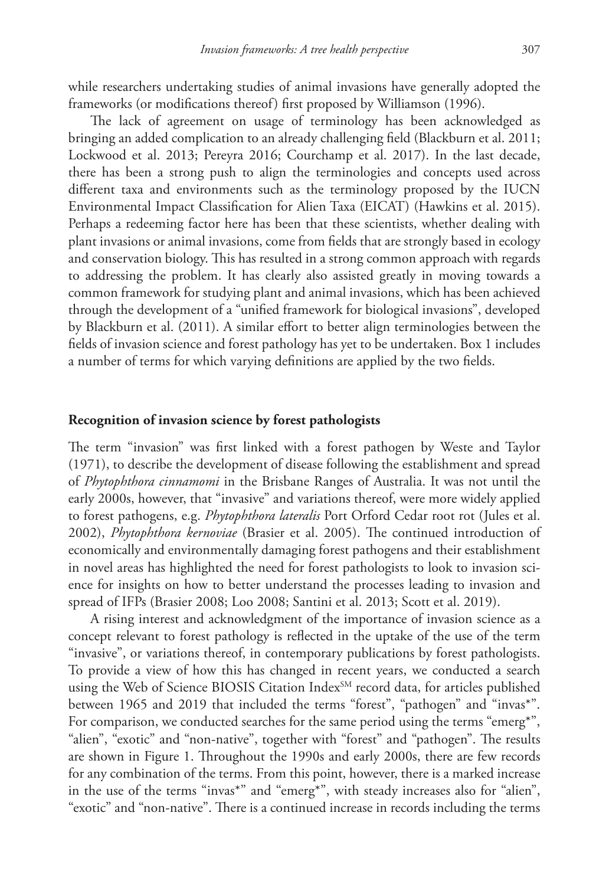while researchers undertaking studies of animal invasions have generally adopted the frameworks (or modifications thereof) first proposed by Williamson (1996).

The lack of agreement on usage of terminology has been acknowledged as bringing an added complication to an already challenging field (Blackburn et al. 2011; Lockwood et al. 2013; Pereyra 2016; Courchamp et al. 2017). In the last decade, there has been a strong push to align the terminologies and concepts used across different taxa and environments such as the terminology proposed by the IUCN Environmental Impact Classification for Alien Taxa (EICAT) (Hawkins et al. 2015). Perhaps a redeeming factor here has been that these scientists, whether dealing with plant invasions or animal invasions, come from fields that are strongly based in ecology and conservation biology. This has resulted in a strong common approach with regards to addressing the problem. It has clearly also assisted greatly in moving towards a common framework for studying plant and animal invasions, which has been achieved through the development of a "unified framework for biological invasions", developed by Blackburn et al. (2011). A similar effort to better align terminologies between the fields of invasion science and forest pathology has yet to be undertaken. Box 1 includes a number of terms for which varying definitions are applied by the two fields.

## Recognition of invasion science by forest pathologists

The term "invasion" was first linked with a forest pathogen by Weste and Taylor (1971), to describe the development of disease following the establishment and spread of *Phytophthora cinnamomi* in the Brisbane Ranges of Australia. It was not until the early 2000s, however, that "invasive" and variations thereof, were more widely applied to forest pathogens, e.g. *Phytophthora lateralis* Port Orford Cedar root rot (Jules et al. 2002), *Phytophthora kernoviae* (Brasier et al. 2005). The continued introduction of economically and environmentally damaging forest pathogens and their establishment in novel areas has highlighted the need for forest pathologists to look to invasion science for insights on how to better understand the processes leading to invasion and spread of IFPs (Brasier 2008; Loo 2008; Santini et al. 2013; Scott et al. 2019).

A rising interest and acknowledgment of the importance of invasion science as a concept relevant to forest pathology is reflected in the uptake of the use of the term "invasive", or variations thereof, in contemporary publications by forest pathologists. To provide a view of how this has changed in recent years, we conducted a search using the Web of Science BIOSIS Citation Index[SM] record data, for articles published between 1965 and 2019 that included the terms "forest", "pathogen" and "invas*". For comparison, we conducted searches for the same period using the terms "emerg*", "alien", "exotic" and "non-native", together with "forest" and "pathogen". The results are shown in Figure 1. Throughout the 1990s and early 2000s, there are few records for any combination of the terms. From this point, however, there is a marked increase in the use of the terms "invas*" and "emerg*", with steady increases also for "alien", "exotic" and "non-native". There is a continued increase in records including the terms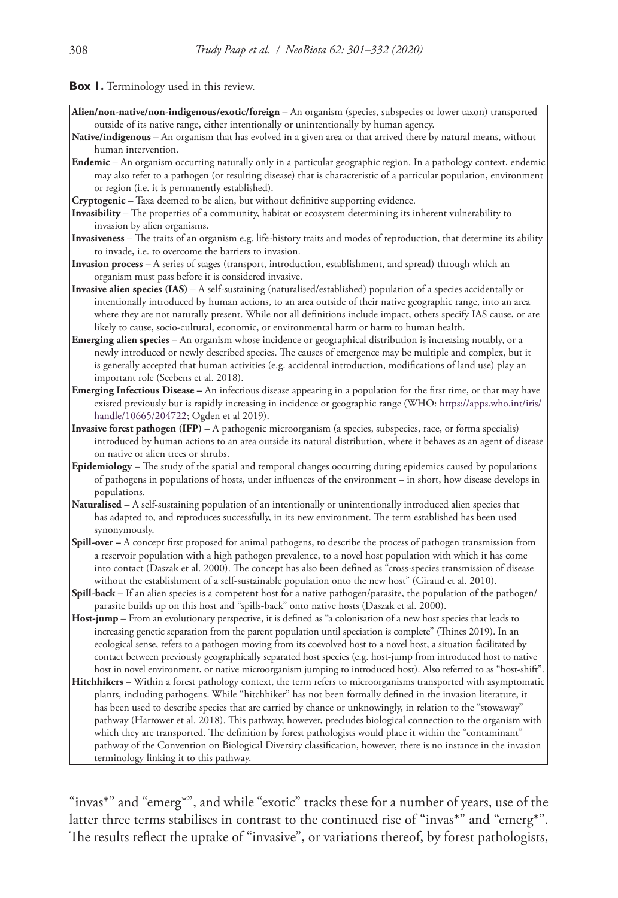**Box 1.** Terminology used in this review.

**Alien/non-native/non-indigenous/exotic/foreign –** An organism (species, subspecies or lower taxon) transported outside of its native range, either intentionally or unintentionally by human agency.

**Native/indigenous –** An organism that has evolved in a given area or that arrived there by natural means, without human intervention.

**Endemic** – An organism occurring naturally only in a particular geographic region. In a pathology context, endemic may also refer to a pathogen (or resulting disease) that is characteristic of a particular population, environment or region (i.e. it is permanently established).

**Cryptogenic** – Taxa deemed to be alien, but without definitive supporting evidence.

**Invasibility** – The properties of a community, habitat or ecosystem determining its inherent vulnerability to invasion by alien organisms.

**Invasiveness** – The traits of an organism e.g. life-history traits and modes of reproduction, that determine its ability to invade, i.e. to overcome the barriers to invasion.

**Invasion process –** A series of stages (transport, introduction, establishment, and spread) through which an organism must pass before it is considered invasive.

**Invasive alien species (IAS)** – A self-sustaining (naturalised/established) population of a species accidentally or intentionally introduced by human actions, to an area outside of their native geographic range, into an area where they are not naturally present. While not all definitions include impact, others specify IAS cause, or are likely to cause, socio-cultural, economic, or environmental harm or harm to human health.

**Emerging alien species –** An organism whose incidence or geographical distribution is increasing notably, or a newly introduced or newly described species. The causes of emergence may be multiple and complex, but it is generally accepted that human activities (e.g. accidental introduction, modifications of land use) play an important role (Seebens et al. 2018).

**Emerging Infectious Disease –** An infectious disease appearing in a population for the first time, or that may have existed previously but is rapidly increasing in incidence or geographic range (WHO: https://apps.who.int/iris/handle/10665/204722; Ogden et al 2019).

**Invasive forest pathogen (IFP)** – A pathogenic microorganism (a species, subspecies, race, or forma specialis) introduced by human actions to an area outside its natural distribution, where it behaves as an agent of disease on native or alien trees or shrubs.

**Epidemiology** – The study of the spatial and temporal changes occurring during epidemics caused by populations of pathogens in populations of hosts, under influences of the environment – in short, how disease develops in populations.

**Naturalised** – A self-sustaining population of an intentionally or unintentionally introduced alien species that has adapted to, and reproduces successfully, in its new environment. The term established has been used synonymously.

**Spill-over –** A concept first proposed for animal pathogens, to describe the process of pathogen transmission from a reservoir population with a high pathogen prevalence, to a novel host population with which it has come into contact (Daszak et al. 2000). The concept has also been defined as "cross-species transmission of disease without the establishment of a self-sustainable population onto the new host" (Giraud et al. 2010).

**Spill-back –** If an alien species is a competent host for a native pathogen/parasite, the population of the pathogen/parasite builds up on this host and "spills-back" onto native hosts (Daszak et al. 2000).

**Host-jump** – From an evolutionary perspective, it is defined as "a colonisation of a new host species that leads to increasing genetic separation from the parent population until speciation is complete" (Thines 2019). In an ecological sense, refers to a pathogen moving from its coevolved host to a novel host, a situation facilitated by contact between previously geographically separated host species (e.g. host-jump from introduced host to native host in novel environment, or native microorganism jumping to introduced host). Also referred to as "host-shift".

**Hitchhikers** – Within a forest pathology context, the term refers to microorganisms transported with asymptomatic plants, including pathogens. While "hitchhiker" has not been formally defined in the invasion literature, it has been used to describe species that are carried by chance or unknowingly, in relation to the "stowaway" pathway (Harrower et al. 2018). This pathway, however, precludes biological connection to the organism with which they are transported. The definition by forest pathologists would place it within the "contaminant" pathway of the Convention on Biological Diversity classification, however, there is no instance in the invasion terminology linking it to this pathway.

"invas*" and "emerg*", and while "exotic" tracks these for a number of years, use of the latter three terms stabilises in contrast to the continued rise of "invas*" and "emerg*". The results reflect the uptake of "invasive", or variations thereof, by forest pathologists,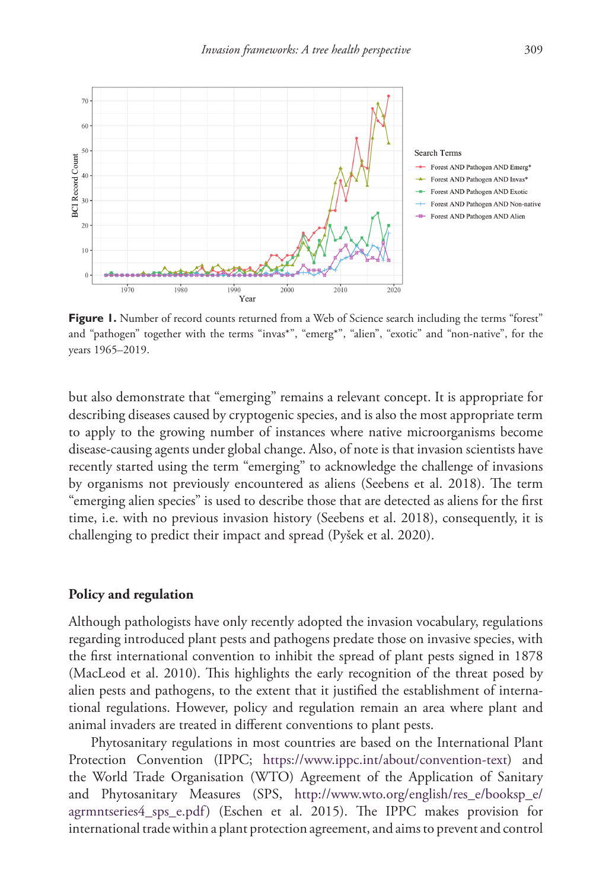**Figure 1.** Number of record counts returned from a Web of Science search including the terms "forest" and "pathogen" together with the terms "invas*", "emerg*", "alien", "exotic" and "non-native", for the years 1965–2019.

but also demonstrate that "emerging" remains a relevant concept. It is appropriate for describing diseases caused by cryptogenic species, and is also the most appropriate term to apply to the growing number of instances where native microorganisms become disease-causing agents under global change. Also, of note is that invasion scientists have recently started using the term "emerging" to acknowledge the challenge of invasions by organisms not previously encountered as aliens (Seebens et al. 2018). The term "emerging alien species" is used to describe those that are detected as aliens for the first time, i.e. with no previous invasion history (Seebens et al. 2018), consequently, it is challenging to predict their impact and spread (Pyšek et al. 2020).

## Policy and regulation

Although pathologists have only recently adopted the invasion vocabulary, regulations regarding introduced plant pests and pathogens predate those on invasive species, with the first international convention to inhibit the spread of plant pests signed in 1878 (MacLeod et al. 2010). This highlights the early recognition of the threat posed by alien pests and pathogens, to the extent that it justified the establishment of international regulations. However, policy and regulation remain an area where plant and animal invaders are treated in different conventions to plant pests.

Phytosanitary regulations in most countries are based on the International Plant Protection Convention (IPPC; https://www.ippc.int/about/convention-text) and the World Trade Organisation (WTO) Agreement of the Application of Sanitary and Phytosanitary Measures (SPS, http://www.wto.org/english/res_e/booksp_e/agrmntseries4_sps_e.pdf) (Eschen et al. 2015). The IPPC makes provision for international trade within a plant protection agreement, and aims to prevent and control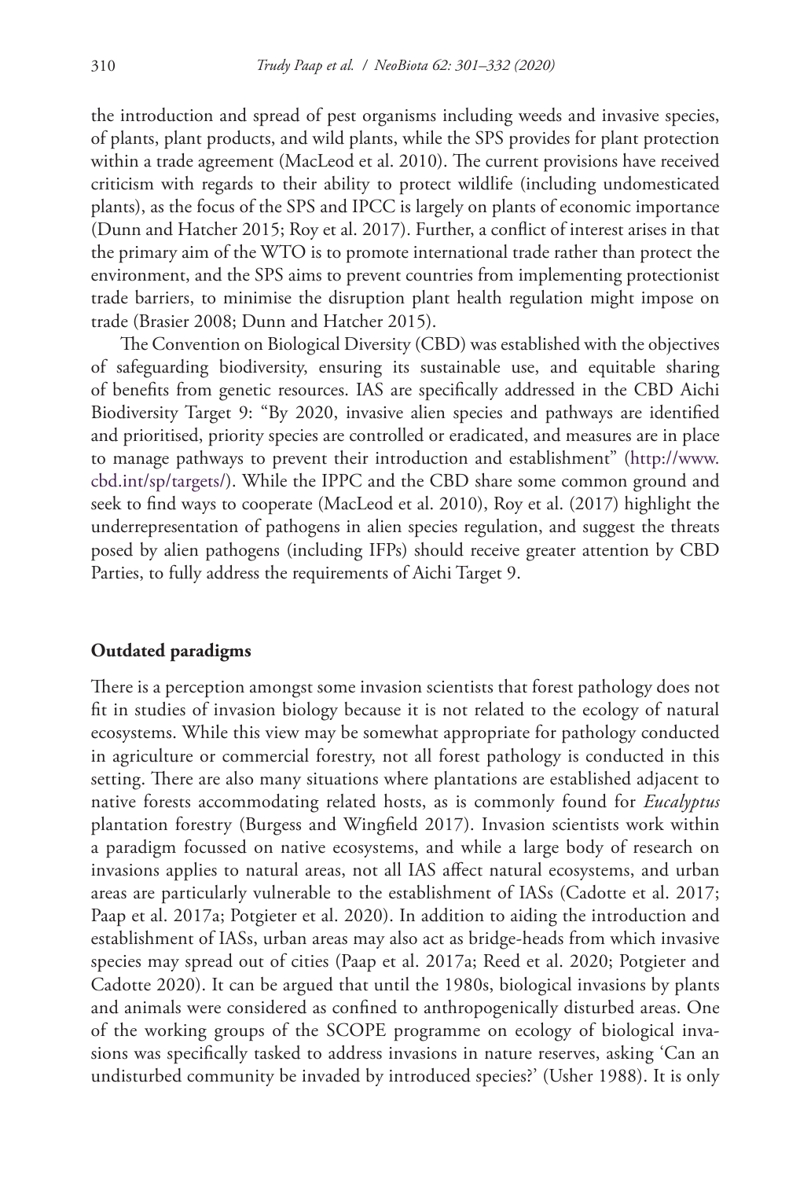the introduction and spread of pest organisms including weeds and invasive species, of plants, plant products, and wild plants, while the SPS provides for plant protection within a trade agreement (MacLeod et al. 2010). The current provisions have received criticism with regards to their ability to protect wildlife (including undomesticated plants), as the focus of the SPS and IPCC is largely on plants of economic importance (Dunn and Hatcher 2015; Roy et al. 2017). Further, a conflict of interest arises in that the primary aim of the WTO is to promote international trade rather than protect the environment, and the SPS aims to prevent countries from implementing protectionist trade barriers, to minimise the disruption plant health regulation might impose on trade (Brasier 2008; Dunn and Hatcher 2015).

The Convention on Biological Diversity (CBD) was established with the objectives of safeguarding biodiversity, ensuring its sustainable use, and equitable sharing of benefits from genetic resources. IAS are specifically addressed in the CBD Aichi Biodiversity Target 9: "By 2020, invasive alien species and pathways are identified and prioritised, priority species are controlled or eradicated, and measures are in place to manage pathways to prevent their introduction and establishment" (http://www.cbd.int/sp/targets/). While the IPPC and the CBD share some common ground and seek to find ways to cooperate (MacLeod et al. 2010), Roy et al. (2017) highlight the underrepresentation of pathogens in alien species regulation, and suggest the threats posed by alien pathogens (including IFPs) should receive greater attention by CBD Parties, to fully address the requirements of Aichi Target 9.

## Outdated paradigms

There is a perception amongst some invasion scientists that forest pathology does not fit in studies of invasion biology because it is not related to the ecology of natural ecosystems. While this view may be somewhat appropriate for pathology conducted in agriculture or commercial forestry, not all forest pathology is conducted in this setting. There are also many situations where plantations are established adjacent to native forests accommodating related hosts, as is commonly found for *Eucalyptus* plantation forestry (Burgess and Wingfield 2017). Invasion scientists work within a paradigm focussed on native ecosystems, and while a large body of research on invasions applies to natural areas, not all IAS affect natural ecosystems, and urban areas are particularly vulnerable to the establishment of IASs (Cadotte et al. 2017; Paap et al. 2017a; Potgieter et al. 2020). In addition to aiding the introduction and establishment of IASs, urban areas may also act as bridge-heads from which invasive species may spread out of cities (Paap et al. 2017a; Reed et al. 2020; Potgieter and Cadotte 2020). It can be argued that until the 1980s, biological invasions by plants and animals were considered as confined to anthropogenically disturbed areas. One of the working groups of the SCOPE programme on ecology of biological invasions was specifically tasked to address invasions in nature reserves, asking 'Can an undisturbed community be invaded by introduced species?' (Usher 1988). It is only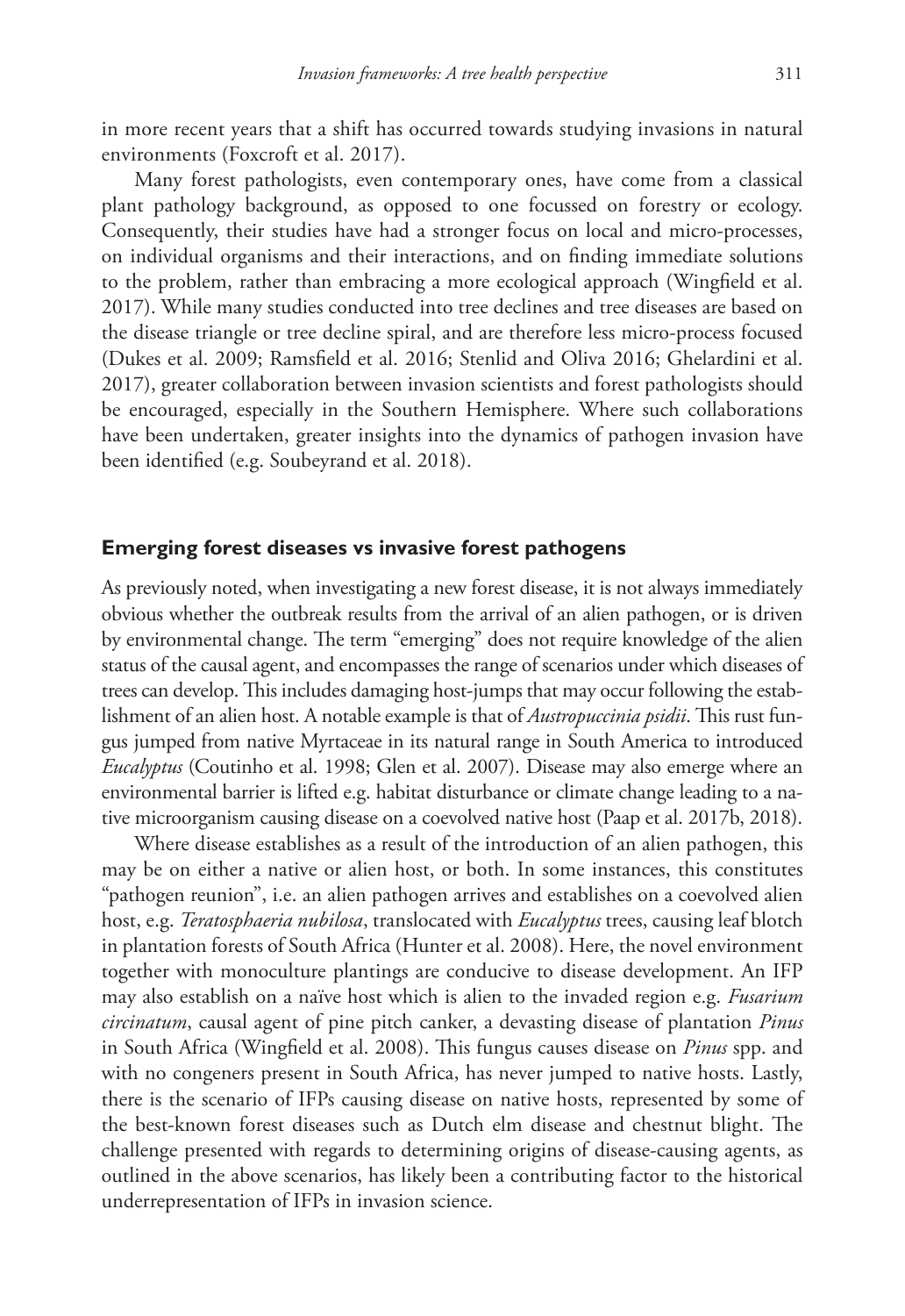in more recent years that a shift has occurred towards studying invasions in natural environments (Foxcroft et al. 2017).

Many forest pathologists, even contemporary ones, have come from a classical plant pathology background, as opposed to one focussed on forestry or ecology. Consequently, their studies have had a stronger focus on local and micro-processes, on individual organisms and their interactions, and on finding immediate solutions to the problem, rather than embracing a more ecological approach (Wingfield et al. 2017). While many studies conducted into tree declines and tree diseases are based on the disease triangle or tree decline spiral, and are therefore less micro-process focused (Dukes et al. 2009; Ramsfield et al. 2016; Stenlid and Oliva 2016; Ghelardini et al. 2017), greater collaboration between invasion scientists and forest pathologists should be encouraged, especially in the Southern Hemisphere. Where such collaborations have been undertaken, greater insights into the dynamics of pathogen invasion have been identified (e.g. Soubeyrand et al. 2018).

## Emerging forest diseases vs invasive forest pathogens

As previously noted, when investigating a new forest disease, it is not always immediately obvious whether the outbreak results from the arrival of an alien pathogen, or is driven by environmental change. The term "emerging" does not require knowledge of the alien status of the causal agent, and encompasses the range of scenarios under which diseases of trees can develop. This includes damaging host-jumps that may occur following the establishment of an alien host. A notable example is that of *Austropuccinia psidii*. This rust fungus jumped from native Myrtaceae in its natural range in South America to introduced *Eucalyptus* (Coutinho et al. 1998; Glen et al. 2007). Disease may also emerge where an environmental barrier is lifted e.g. habitat disturbance or climate change leading to a native microorganism causing disease on a coevolved native host (Paap et al. 2017b, 2018).

Where disease establishes as a result of the introduction of an alien pathogen, this may be on either a native or alien host, or both. In some instances, this constitutes "pathogen reunion", i.e. an alien pathogen arrives and establishes on a coevolved alien host, e.g. *Teratosphaeria nubilosa*, translocated with *Eucalyptus* trees, causing leaf blotch in plantation forests of South Africa (Hunter et al. 2008). Here, the novel environment together with monoculture plantings are conducive to disease development. An IFP may also establish on a naïve host which is alien to the invaded region e.g. *Fusarium circinatum*, causal agent of pine pitch canker, a devasting disease of plantation *Pinus* in South Africa (Wingfield et al. 2008). This fungus causes disease on *Pinus* spp. and with no congeners present in South Africa, has never jumped to native hosts. Lastly, there is the scenario of IFPs causing disease on native hosts, represented by some of the best-known forest diseases such as Dutch elm disease and chestnut blight. The challenge presented with regards to determining origins of disease-causing agents, as outlined in the above scenarios, has likely been a contributing factor to the historical underrepresentation of IFPs in invasion science.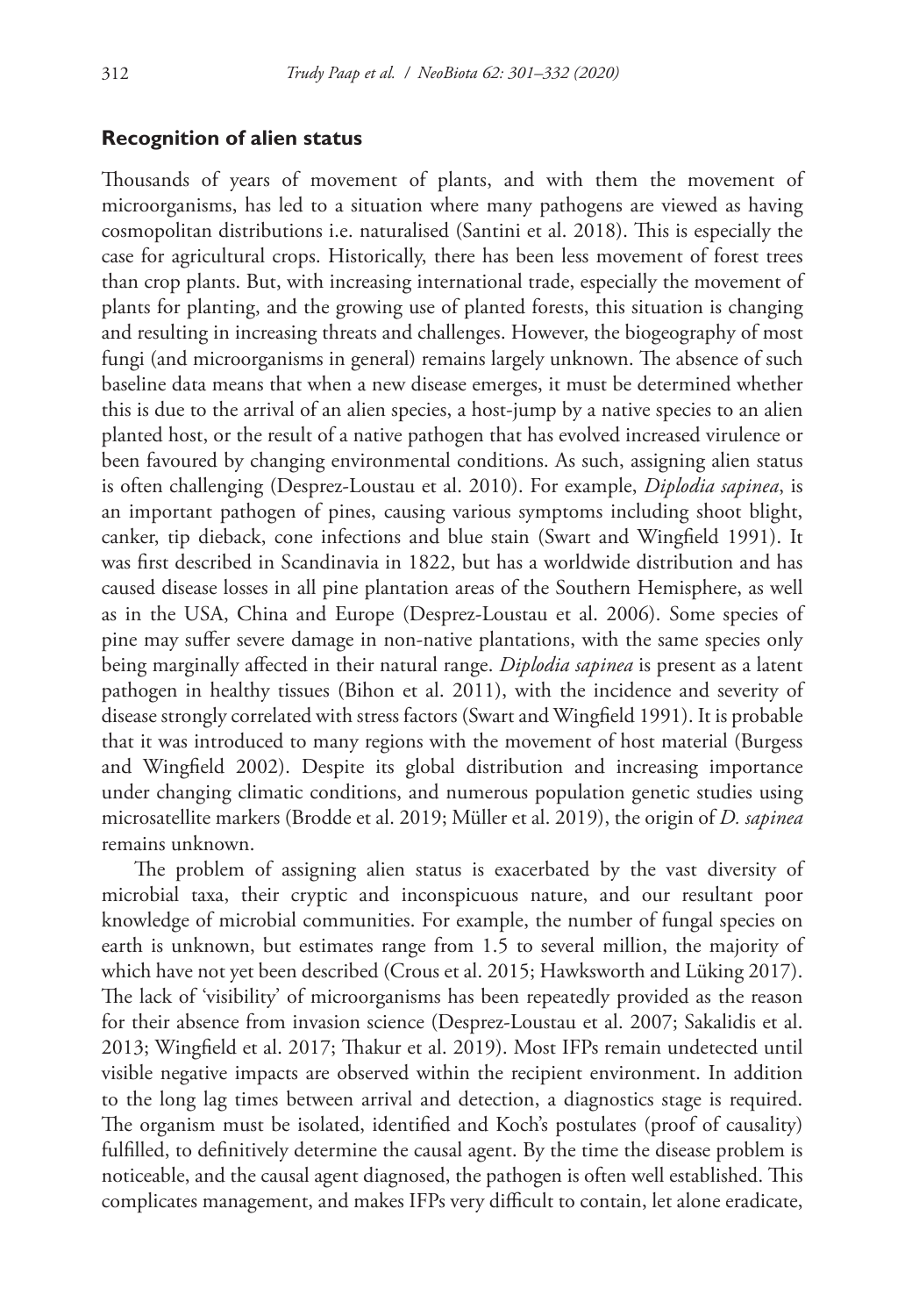### Recognition of alien status

Thousands of years of movement of plants, and with them the movement of microorganisms, has led to a situation where many pathogens are viewed as having cosmopolitan distributions i.e. naturalised (Santini et al. 2018). This is especially the case for agricultural crops. Historically, there has been less movement of forest trees than crop plants. But, with increasing international trade, especially the movement of plants for planting, and the growing use of planted forests, this situation is changing and resulting in increasing threats and challenges. However, the biogeography of most fungi (and microorganisms in general) remains largely unknown. The absence of such baseline data means that when a new disease emerges, it must be determined whether this is due to the arrival of an alien species, a host-jump by a native species to an alien planted host, or the result of a native pathogen that has evolved increased virulence or been favoured by changing environmental conditions. As such, assigning alien status is often challenging (Desprez-Loustau et al. 2010). For example, *Diplodia sapinea*, is an important pathogen of pines, causing various symptoms including shoot blight, canker, tip dieback, cone infections and blue stain (Swart and Wingfield 1991). It was first described in Scandinavia in 1822, but has a worldwide distribution and has caused disease losses in all pine plantation areas of the Southern Hemisphere, as well as in the USA, China and Europe (Desprez-Loustau et al. 2006). Some species of pine may suffer severe damage in non-native plantations, with the same species only being marginally affected in their natural range. *Diplodia sapinea* is present as a latent pathogen in healthy tissues (Bihon et al. 2011), with the incidence and severity of disease strongly correlated with stress factors (Swart and Wingfield 1991). It is probable that it was introduced to many regions with the movement of host material (Burgess and Wingfield 2002). Despite its global distribution and increasing importance under changing climatic conditions, and numerous population genetic studies using microsatellite markers (Brodde et al. 2019; Müller et al. 2019), the origin of *D. sapinea* remains unknown.

The problem of assigning alien status is exacerbated by the vast diversity of microbial taxa, their cryptic and inconspicuous nature, and our resultant poor knowledge of microbial communities. For example, the number of fungal species on earth is unknown, but estimates range from 1.5 to several million, the majority of which have not yet been described (Crous et al. 2015; Hawksworth and Lücking 2017). The lack of 'visibility' of microorganisms has been repeatedly provided as the reason for their absence from invasion science (Desprez-Loustau et al. 2007; Sakalidis et al. 2013; Wingfield et al. 2017; Thakur et al. 2019). Most IFPs remain undetected until visible negative impacts are observed within the recipient environment. In addition to the long lag times between arrival and detection, a diagnostics stage is required. The organism must be isolated, identified and Koch's postulates (proof of causality) fulfilled, to definitively determine the causal agent. By the time the disease problem is noticeable, and the causal agent diagnosed, the pathogen is often well established. This complicates management, and makes IFPs very difficult to contain, let alone eradicate,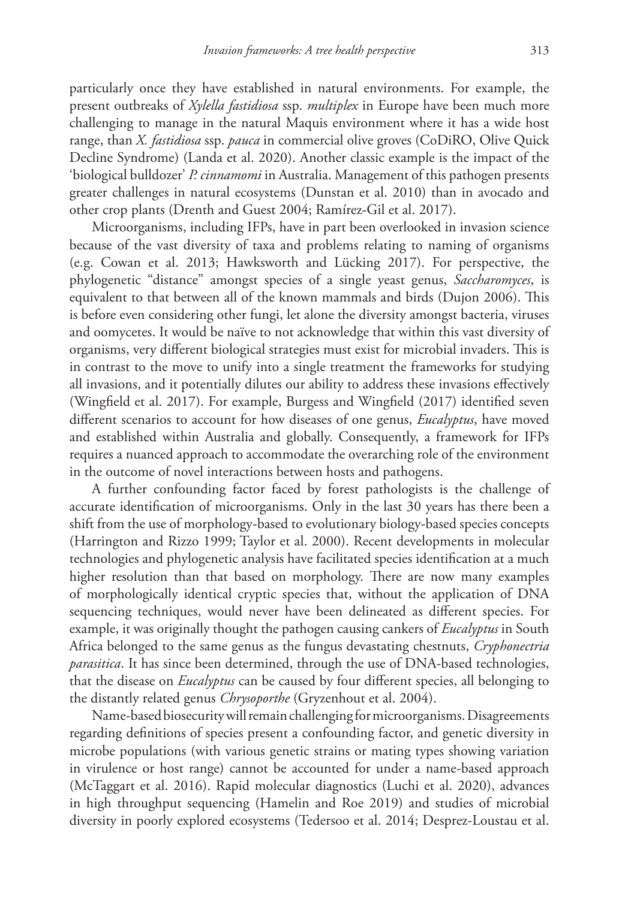particularly once they have established in natural environments. For example, the present outbreaks of *Xylella fastidiosa* ssp. *multiplex* in Europe have been much more challenging to manage in the natural Maquis environment where it has a wide host range, than *X. fastidiosa* ssp. *pauca* in commercial olive groves (CoDiRO, Olive Quick Decline Syndrome) (Landa et al. 2020). Another classic example is the impact of the 'biological bulldozer' *P. cinnamomi* in Australia. Management of this pathogen presents greater challenges in natural ecosystems (Dunstan et al. 2010) than in avocado and other crop plants (Drenth and Guest 2004; Ramírez-Gil et al. 2017).

Microorganisms, including IFPs, have in part been overlooked in invasion science because of the vast diversity of taxa and problems relating to naming of organisms (e.g. Cowan et al. 2013; Hawksworth and Lücking 2017). For perspective, the phylogenetic "distance" amongst species of a single yeast genus, *Saccharomyces*, is equivalent to that between all of the known mammals and birds (Dujon 2006). This is before even considering other fungi, let alone the diversity amongst bacteria, viruses and oomycetes. It would be naïve to not acknowledge that within this vast diversity of organisms, very different biological strategies must exist for microbial invaders. This is in contrast to the move to unify into a single treatment the frameworks for studying all invasions, and it potentially dilutes our ability to address these invasions effectively (Wingfield et al. 2017). For example, Burgess and Wingfield (2017) identified seven different scenarios to account for how diseases of one genus, *Eucalyptus*, have moved and established within Australia and globally. Consequently, a framework for IFPs requires a nuanced approach to accommodate the overarching role of the environment in the outcome of novel interactions between hosts and pathogens.

A further confounding factor faced by forest pathologists is the challenge of accurate identification of microorganisms. Only in the last 30 years has there been a shift from the use of morphology-based to evolutionary biology-based species concepts (Harrington and Rizzo 1999; Taylor et al. 2000). Recent developments in molecular technologies and phylogenetic analysis have facilitated species identification at a much higher resolution than that based on morphology. There are now many examples of morphologically identical cryptic species that, without the application of DNA sequencing techniques, would never have been delineated as different species. For example, it was originally thought the pathogen causing cankers of *Eucalyptus* in South Africa belonged to the same genus as the fungus devastating chestnuts, *Cryphonectria parasitica*. It has since been determined, through the use of DNA-based technologies, that the disease on *Eucalyptus* can be caused by four different species, all belonging to the distantly related genus *Chrysoporthe* (Gryzenhout et al. 2004).

Name-based biosecurity will remain challenging for microorganisms. Disagreements regarding definitions of species present a confounding factor, and genetic diversity in microbe populations (with various genetic strains or mating types showing variation in virulence or host range) cannot be accounted for under a name-based approach (McTaggart et al. 2016). Rapid molecular diagnostics (Luchi et al. 2020), advances in high throughput sequencing (Hamelin and Roe 2019) and studies of microbial diversity in poorly explored ecosystems (Tedersoo et al. 2014; Desprez-Loustau et al.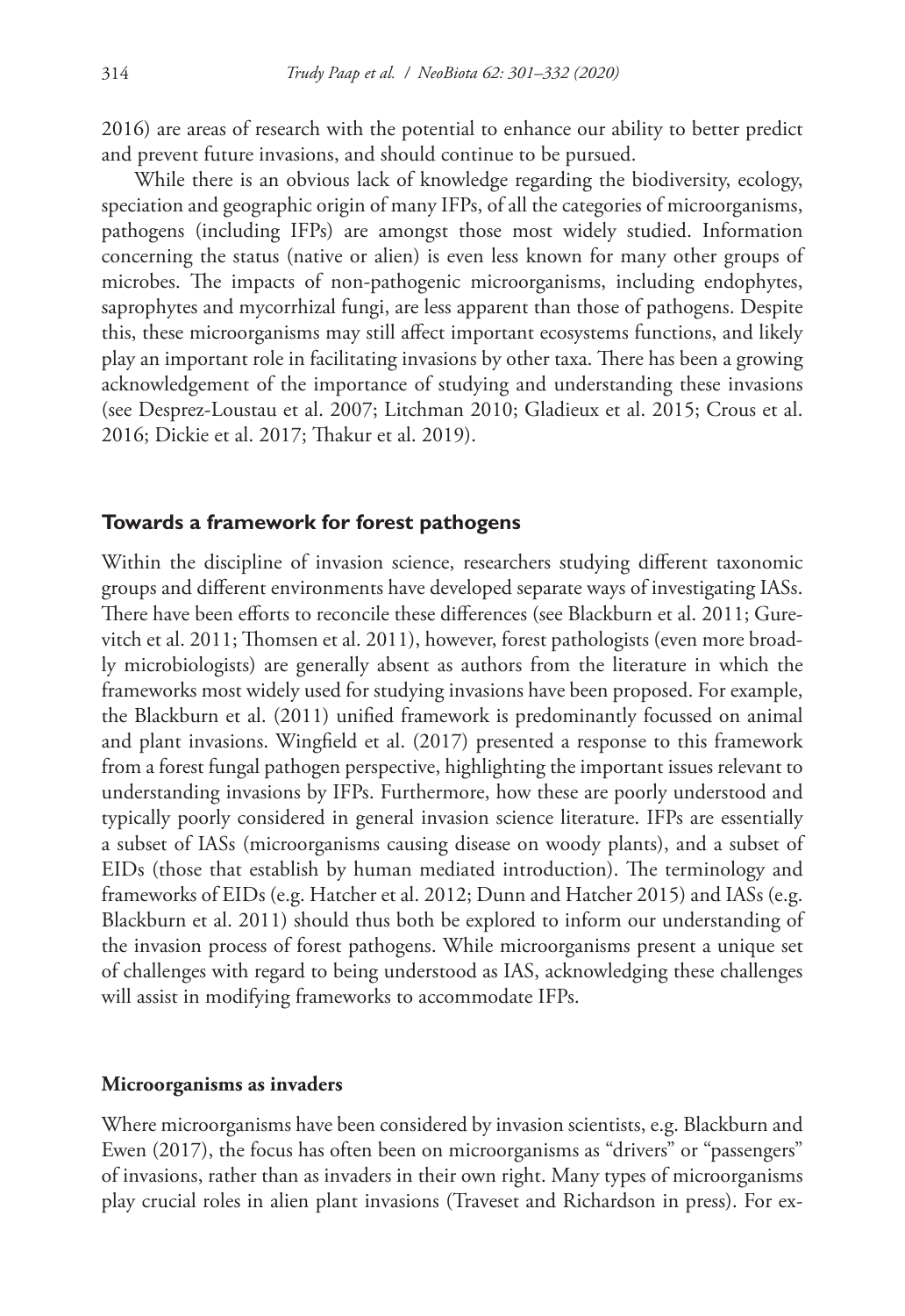2016) are areas of research with the potential to enhance our ability to better predict and prevent future invasions, and should continue to be pursued.

While there is an obvious lack of knowledge regarding the biodiversity, ecology, speciation and geographic origin of many IFPs, of all the categories of microorganisms, pathogens (including IFPs) are amongst those most widely studied. Information concerning the status (native or alien) is even less known for many other groups of microbes. The impacts of non-pathogenic microorganisms, including endophytes, saprophytes and mycorrhizal fungi, are less apparent than those of pathogens. Despite this, these microorganisms may still affect important ecosystems functions, and likely play an important role in facilitating invasions by other taxa. There has been a growing acknowledgement of the importance of studying and understanding these invasions (see Desprez-Loustau et al. 2007; Litchman 2010; Gladieux et al. 2015; Crous et al. 2016; Dickie et al. 2017; Thakur et al. 2019).

## Towards a framework for forest pathogens

Within the discipline of invasion science, researchers studying different taxonomic groups and different environments have developed separate ways of investigating IASs. There have been efforts to reconcile these differences (see Blackburn et al. 2011; Gurevitch et al. 2011; Thomsen et al. 2011), however, forest pathologists (even more broadly microbiologists) are generally absent as authors from the literature in which the frameworks most widely used for studying invasions have been proposed. For example, the Blackburn et al. (2011) unified framework is predominantly focussed on animal and plant invasions. Wingfield et al. (2017) presented a response to this framework from a forest fungal pathogen perspective, highlighting the important issues relevant to understanding invasions by IFPs. Furthermore, how these are poorly understood and typically poorly considered in general invasion science literature. IFPs are essentially a subset of IASs (microorganisms causing disease on woody plants), and a subset of EIDs (those that establish by human mediated introduction). The terminology and frameworks of EIDs (e.g. Hatcher et al. 2012; Dunn and Hatcher 2015) and IASs (e.g. Blackburn et al. 2011) should thus both be explored to inform our understanding of the invasion process of forest pathogens. While microorganisms present a unique set of challenges with regard to being understood as IAS, acknowledging these challenges will assist in modifying frameworks to accommodate IFPs.

### Microorganisms as invaders

Where microorganisms have been considered by invasion scientists, e.g. Blackburn and Ewen (2017), the focus has often been on microorganisms as "drivers" or "passengers" of invasions, rather than as invaders in their own right. Many types of microorganisms play crucial roles in alien plant invasions (Traveset and Richardson in press). For ex-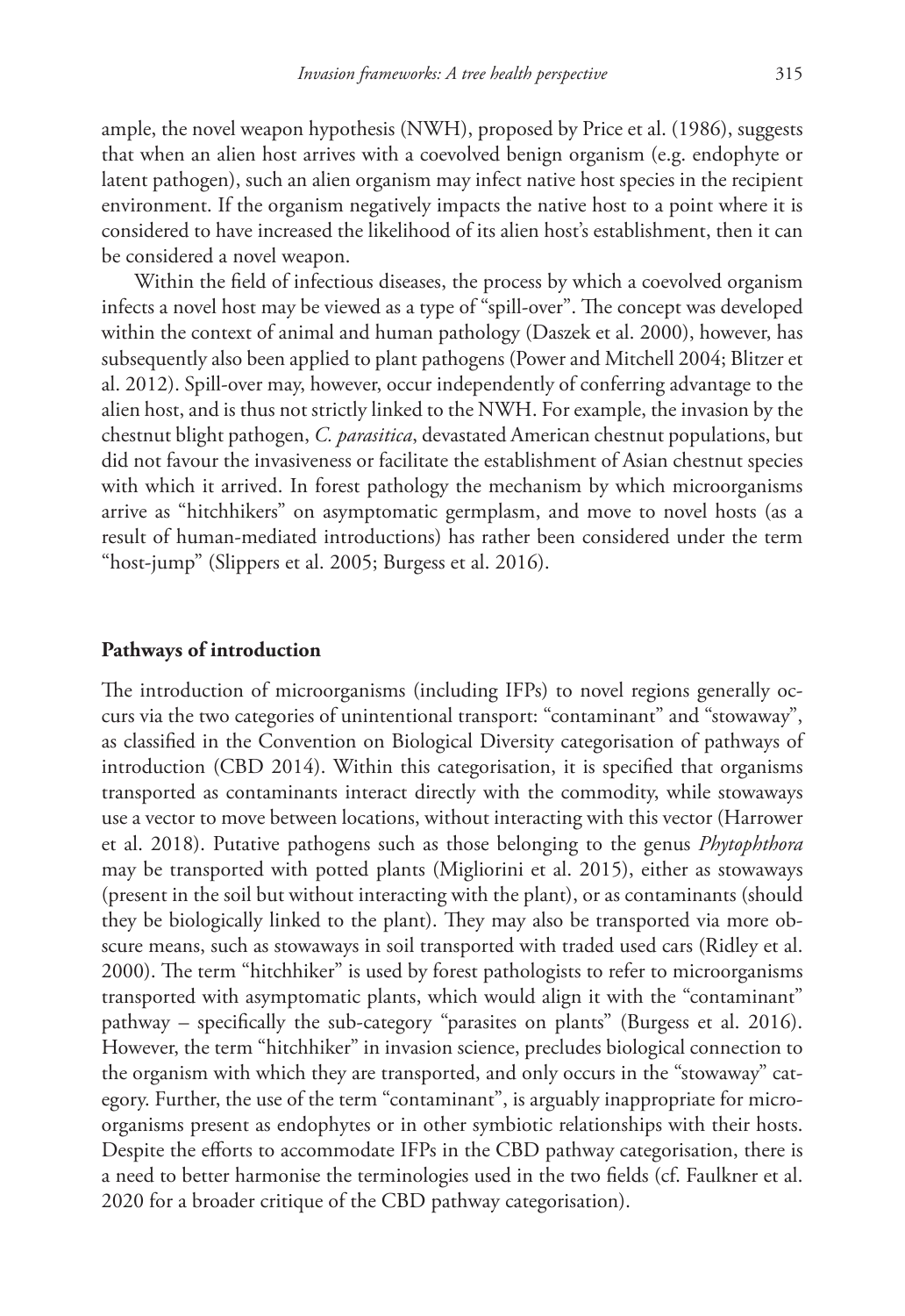ample, the novel weapon hypothesis (NWH), proposed by Price et al. (1986), suggests that when an alien host arrives with a coevolved benign organism (e.g. endophyte or latent pathogen), such an alien organism may infect native host species in the recipient environment. If the organism negatively impacts the native host to a point where it is considered to have increased the likelihood of its alien host's establishment, then it can be considered a novel weapon.

Within the field of infectious diseases, the process by which a coevolved organism infects a novel host may be viewed as a type of "spill-over". The concept was developed within the context of animal and human pathology (Daszek et al. 2000), however, has subsequently also been applied to plant pathogens (Power and Mitchell 2004; Blitzer et al. 2012). Spill-over may, however, occur independently of conferring advantage to the alien host, and is thus not strictly linked to the NWH. For example, the invasion by the chestnut blight pathogen, *C. parasitica*, devastated American chestnut populations, but did not favour the invasiveness or facilitate the establishment of Asian chestnut species with which it arrived. In forest pathology the mechanism by which microorganisms arrive as "hitchhikers" on asymptomatic germplasm, and move to novel hosts (as a result of human-mediated introductions) has rather been considered under the term "host-jump" (Slippers et al. 2005; Burgess et al. 2016).

## Pathways of introduction

The introduction of microorganisms (including IFPs) to novel regions generally occurs via the two categories of unintentional transport: "contaminant" and "stowaway", as classified in the Convention on Biological Diversity categorisation of pathways of introduction (CBD 2014). Within this categorisation, it is specified that organisms transported as contaminants interact directly with the commodity, while stowaways use a vector to move between locations, without interacting with this vector (Harrower et al. 2018). Putative pathogens such as those belonging to the genus *Phytophthora* may be transported with potted plants (Migliorini et al. 2015), either as stowaways (present in the soil but without interacting with the plant), or as contaminants (should they be biologically linked to the plant). They may also be transported via more obscure means, such as stowaways in soil transported with traded used cars (Ridley et al. 2000). The term "hitchhiker" is used by forest pathologists to refer to microorganisms transported with asymptomatic plants, which would align it with the "contaminant" pathway – specifically the sub-category "parasites on plants" (Burgess et al. 2016). However, the term "hitchhiker" in invasion science, precludes biological connection to the organism with which they are transported, and only occurs in the "stowaway" category. Further, the use of the term "contaminant", is arguably inappropriate for microorganisms present as endophytes or in other symbiotic relationships with their hosts. Despite the efforts to accommodate IFPs in the CBD pathway categorisation, there is a need to better harmonise the terminologies used in the two fields (cf. Faulkner et al. 2020 for a broader critique of the CBD pathway categorisation).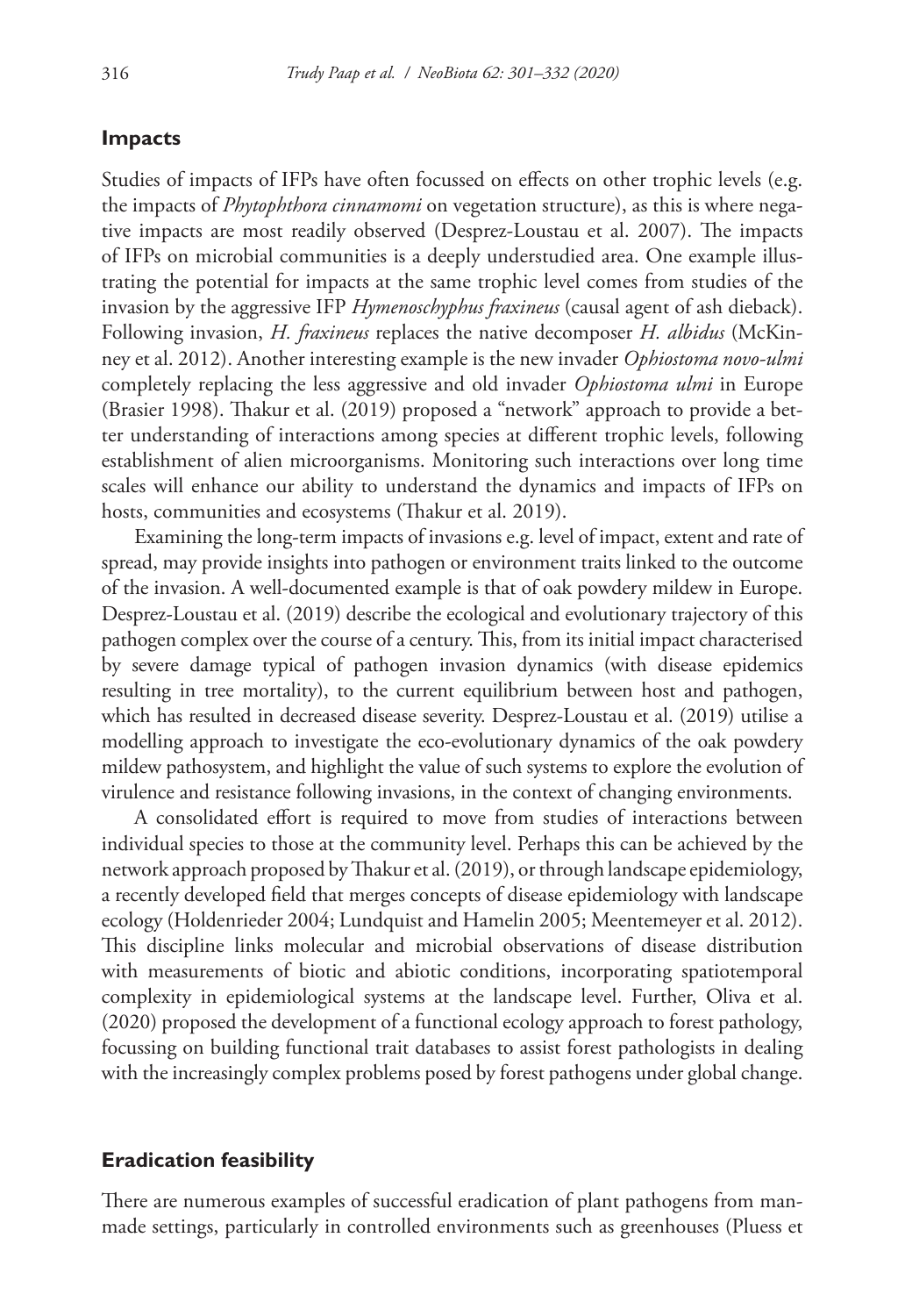### Impacts

Studies of impacts of IFPs have often focussed on effects on other trophic levels (e.g. the impacts of *Phytophthora cinnamomi* on vegetation structure), as this is where negative impacts are most readily observed (Desprez-Loustau et al. 2007). The impacts of IFPs on microbial communities is a deeply understudied area. One example illustrating the potential for impacts at the same trophic level comes from studies of the invasion by the aggressive IFP *Hymenoschyphus fraxineus* (causal agent of ash dieback). Following invasion, *H. fraxineus* replaces the native decomposer *H. albidus* (McKinney et al. 2012). Another interesting example is the new invader *Ophiostoma novo-ulmi* completely replacing the less aggressive and old invader *Ophiostoma ulmi* in Europe (Brasier 1998). Thakur et al. (2019) proposed a "network" approach to provide a better understanding of interactions among species at different trophic levels, following establishment of alien microorganisms. Monitoring such interactions over long time scales will enhance our ability to understand the dynamics and impacts of IFPs on hosts, communities and ecosystems (Thakur et al. 2019).

Examining the long-term impacts of invasions e.g. level of impact, extent and rate of spread, may provide insights into pathogen or environment traits linked to the outcome of the invasion. A well-documented example is that of oak powdery mildew in Europe. Desprez-Loustau et al. (2019) describe the ecological and evolutionary trajectory of this pathogen complex over the course of a century. This, from its initial impact characterised by severe damage typical of pathogen invasion dynamics (with disease epidemics resulting in tree mortality), to the current equilibrium between host and pathogen, which has resulted in decreased disease severity. Desprez-Loustau et al. (2019) utilise a modelling approach to investigate the eco-evolutionary dynamics of the oak powdery mildew pathosystem, and highlight the value of such systems to explore the evolution of virulence and resistance following invasions, in the context of changing environments.

A consolidated effort is required to move from studies of interactions between individual species to those at the community level. Perhaps this can be achieved by the network approach proposed by Thakur et al. (2019), or through landscape epidemiology, a recently developed field that merges concepts of disease epidemiology with landscape ecology (Holdenrieder 2004; Lundquist and Hamelin 2005; Meentemeyer et al. 2012). This discipline links molecular and microbial observations of disease distribution with measurements of biotic and abiotic conditions, incorporating spatiotemporal complexity in epidemiological systems at the landscape level. Further, Oliva et al. (2020) proposed the development of a functional ecology approach to forest pathology, focussing on building functional trait databases to assist forest pathologists in dealing with the increasingly complex problems posed by forest pathogens under global change.

### Eradication feasibility

There are numerous examples of successful eradication of plant pathogens from man-made settings, particularly in controlled environments such as greenhouses (Pluess et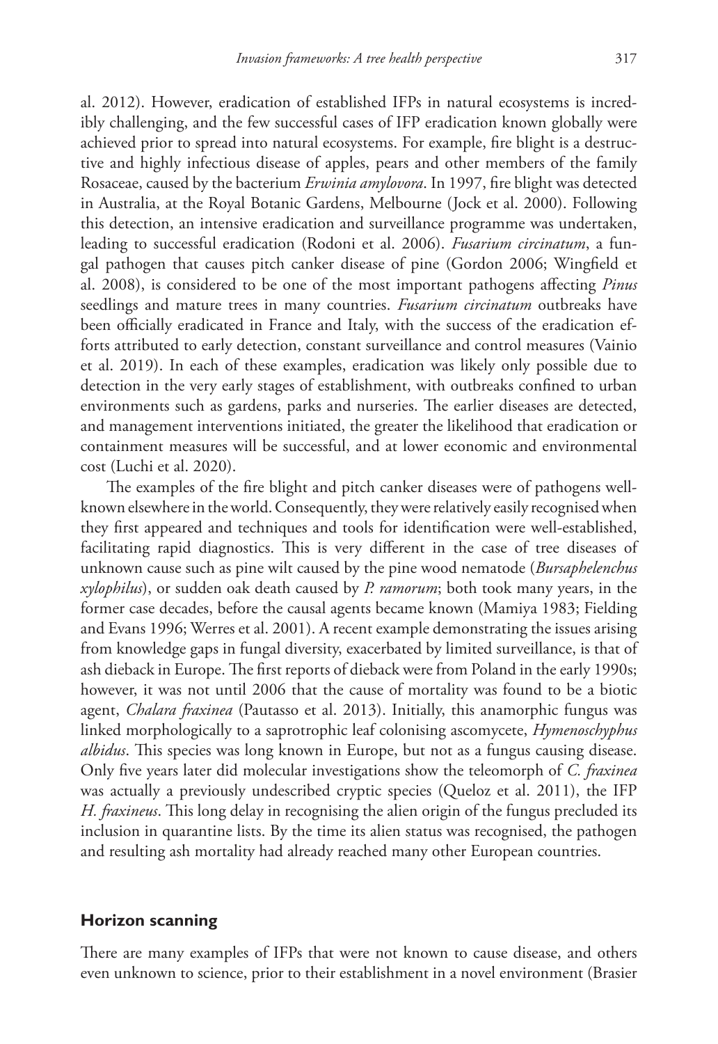al. 2012). However, eradication of established IFPs in natural ecosystems is incredibly challenging, and the few successful cases of IFP eradication known globally were achieved prior to spread into natural ecosystems. For example, fire blight is a destructive and highly infectious disease of apples, pears and other members of the family Rosaceae, caused by the bacterium *Erwinia amylovora*. In 1997, fire blight was detected in Australia, at the Royal Botanic Gardens, Melbourne (Jock et al. 2000). Following this detection, an intensive eradication and surveillance programme was undertaken, leading to successful eradication (Rodoni et al. 2006). *Fusarium circinatum*, a fungal pathogen that causes pitch canker disease of pine (Gordon 2006; Wingfield et al. 2008), is considered to be one of the most important pathogens affecting *Pinus* seedlings and mature trees in many countries. *Fusarium circinatum* outbreaks have been officially eradicated in France and Italy, with the success of the eradication efforts attributed to early detection, constant surveillance and control measures (Vainio et al. 2019). In each of these examples, eradication was likely only possible due to detection in the very early stages of establishment, with outbreaks confined to urban environments such as gardens, parks and nurseries. The earlier diseases are detected, and management interventions initiated, the greater the likelihood that eradication or containment measures will be successful, and at lower economic and environmental cost (Luchi et al. 2020).

The examples of the fire blight and pitch canker diseases were of pathogens well-known elsewhere in the world. Consequently, they were relatively easily recognised when they first appeared and techniques and tools for identification were well-established, facilitating rapid diagnostics. This is very different in the case of tree diseases of unknown cause such as pine wilt caused by the pine wood nematode (*Bursaphelenchus xylophilus*), or sudden oak death caused by *P. ramorum*; both took many years, in the former case decades, before the causal agents became known (Mamiya 1983; Fielding and Evans 1996; Werres et al. 2001). A recent example demonstrating the issues arising from knowledge gaps in fungal diversity, exacerbated by limited surveillance, is that of ash dieback in Europe. The first reports of dieback were from Poland in the early 1990s; however, it was not until 2006 that the cause of mortality was found to be a biotic agent, *Chalara fraxinea* (Pautasso et al. 2013). Initially, this anamorphic fungus was linked morphologically to a saprotrophic leaf colonising ascomycete, *Hymenoschyphus albidus*. This species was long known in Europe, but not as a fungus causing disease. Only five years later did molecular investigations show the teleomorph of *C. fraxinea* was actually a previously undescribed cryptic species (Queloz et al. 2011), the IFP *H. fraxineus*. This long delay in recognising the alien origin of the fungus precluded its inclusion in quarantine lists. By the time its alien status was recognised, the pathogen and resulting ash mortality had already reached many other European countries.

## Horizon scanning

There are many examples of IFPs that were not known to cause disease, and others even unknown to science, prior to their establishment in a novel environment (Brasier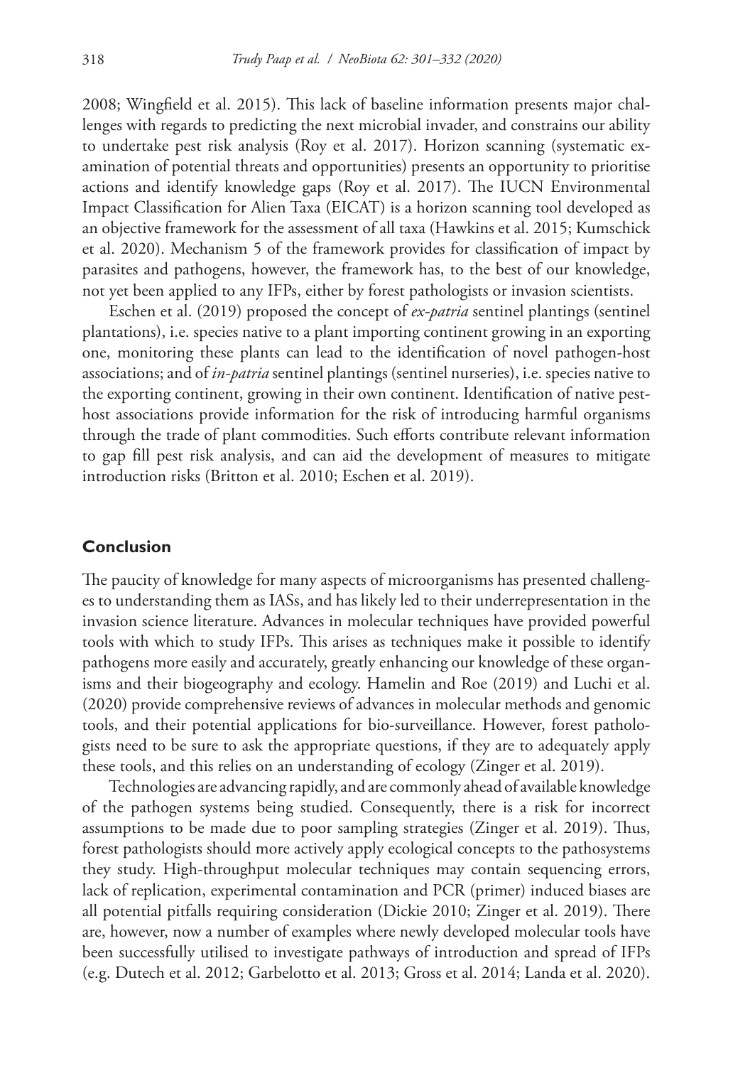2008; Wingfield et al. 2015). This lack of baseline information presents major challenges with regards to predicting the next microbial invader, and constrains our ability to undertake pest risk analysis (Roy et al. 2017). Horizon scanning (systematic examination of potential threats and opportunities) presents an opportunity to prioritise actions and identify knowledge gaps (Roy et al. 2017). The IUCN Environmental Impact Classification for Alien Taxa (EICAT) is a horizon scanning tool developed as an objective framework for the assessment of all taxa (Hawkins et al. 2015; Kumschick et al. 2020). Mechanism 5 of the framework provides for classification of impact by parasites and pathogens, however, the framework has, to the best of our knowledge, not yet been applied to any IFPs, either by forest pathologists or invasion scientists.

Eschen et al. (2019) proposed the concept of *ex-patria* sentinel plantings (sentinel plantations), i.e. species native to a plant importing continent growing in an exporting one, monitoring these plants can lead to the identification of novel pathogen-host associations; and of *in-patria* sentinel plantings (sentinel nurseries), i.e. species native to the exporting continent, growing in their own continent. Identification of native pest-host associations provide information for the risk of introducing harmful organisms through the trade of plant commodities. Such efforts contribute relevant information to gap fill pest risk analysis, and can aid the development of measures to mitigate introduction risks (Britton et al. 2010; Eschen et al. 2019).

## Conclusion

The paucity of knowledge for many aspects of microorganisms has presented challenges to understanding them as IASs, and has likely led to their underrepresentation in the invasion science literature. Advances in molecular techniques have provided powerful tools with which to study IFPs. This arises as techniques make it possible to identify pathogens more easily and accurately, greatly enhancing our knowledge of these organisms and their biogeography and ecology. Hamelin and Roe (2019) and Luchi et al. (2020) provide comprehensive reviews of advances in molecular methods and genomic tools, and their potential applications for bio-surveillance. However, forest pathologists need to be sure to ask the appropriate questions, if they are to adequately apply these tools, and this relies on an understanding of ecology (Zinger et al. 2019).

Technologies are advancing rapidly, and are commonly ahead of available knowledge of the pathogen systems being studied. Consequently, there is a risk for incorrect assumptions to be made due to poor sampling strategies (Zinger et al. 2019). Thus, forest pathologists should more actively apply ecological concepts to the pathosystems they study. High-throughput molecular techniques may contain sequencing errors, lack of replication, experimental contamination and PCR (primer) induced biases are all potential pitfalls requiring consideration (Dickie 2010; Zinger et al. 2019). There are, however, now a number of examples where newly developed molecular tools have been successfully utilised to investigate pathways of introduction and spread of IFPs (e.g. Dutech et al. 2012; Garbelotto et al. 2013; Gross et al. 2014; Landa et al. 2020).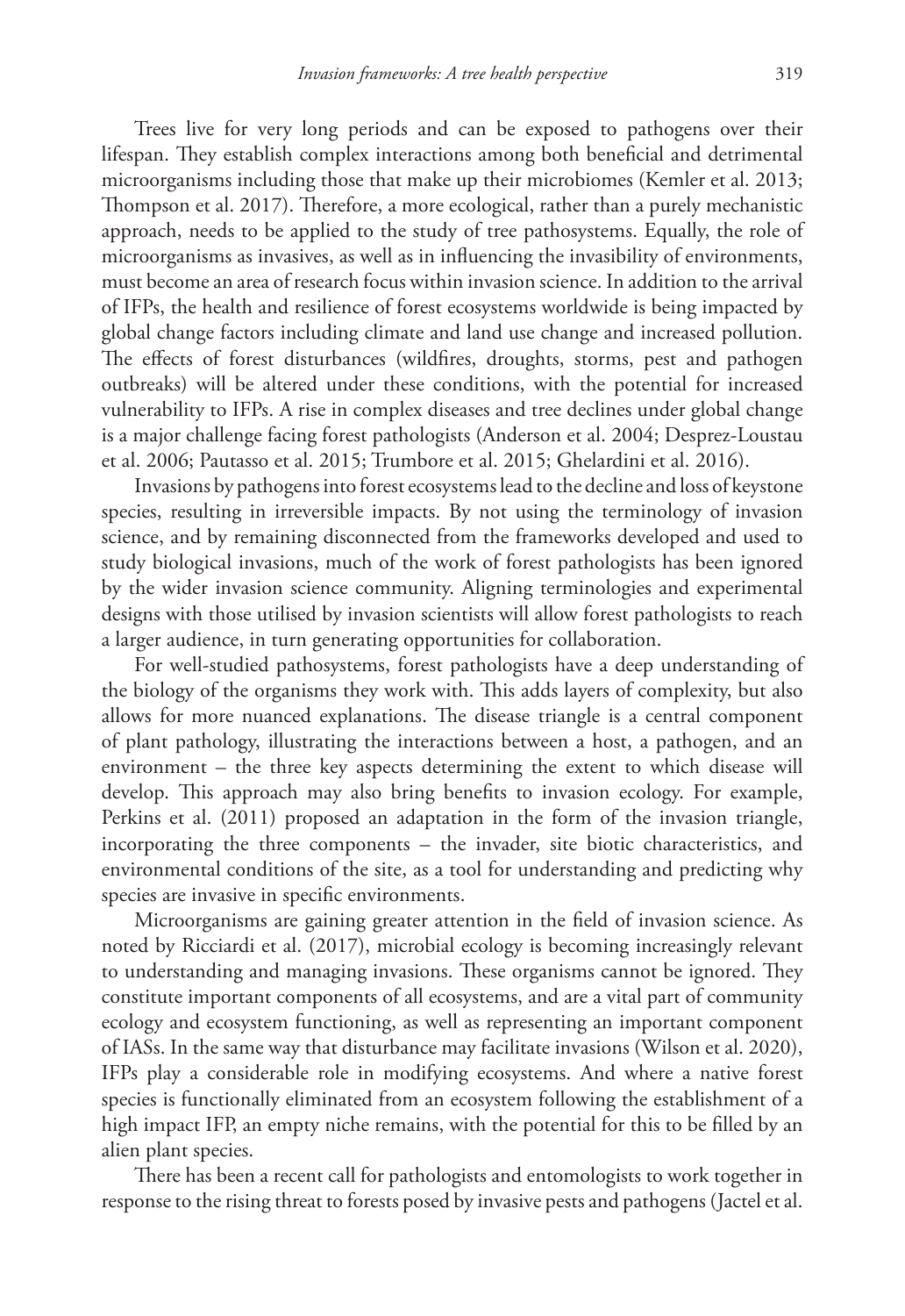Trees live for very long periods and can be exposed to pathogens over their lifespan. They establish complex interactions among both beneficial and detrimental microorganisms including those that make up their microbiomes (Kemler et al. 2013; Thompson et al. 2017). Therefore, a more ecological, rather than a purely mechanistic approach, needs to be applied to the study of tree pathosystems. Equally, the role of microorganisms as invasives, as well as in influencing the invasibility of environments, must become an area of research focus within invasion science. In addition to the arrival of IFPs, the health and resilience of forest ecosystems worldwide is being impacted by global change factors including climate and land use change and increased pollution. The effects of forest disturbances (wildfires, droughts, storms, pest and pathogen outbreaks) will be altered under these conditions, with the potential for increased vulnerability to IFPs. A rise in complex diseases and tree declines under global change is a major challenge facing forest pathologists (Anderson et al. 2004; Desprez-Loustau et al. 2006; Pautasso et al. 2015; Trumbore et al. 2015; Ghelardini et al. 2016).

Invasions by pathogens into forest ecosystems lead to the decline and loss of keystone species, resulting in irreversible impacts. By not using the terminology of invasion science, and by remaining disconnected from the frameworks developed and used to study biological invasions, much of the work of forest pathologists has been ignored by the wider invasion science community. Aligning terminologies and experimental designs with those utilised by invasion scientists will allow forest pathologists to reach a larger audience, in turn generating opportunities for collaboration.

For well-studied pathosystems, forest pathologists have a deep understanding of the biology of the organisms they work with. This adds layers of complexity, but also allows for more nuanced explanations. The disease triangle is a central component of plant pathology, illustrating the interactions between a host, a pathogen, and an environment – the three key aspects determining the extent to which disease will develop. This approach may also bring benefits to invasion ecology. For example, Perkins et al. (2011) proposed an adaptation in the form of the invasion triangle, incorporating the three components – the invader, site biotic characteristics, and environmental conditions of the site, as a tool for understanding and predicting why species are invasive in specific environments.

Microorganisms are gaining greater attention in the field of invasion science. As noted by Ricciardi et al. (2017), microbial ecology is becoming increasingly relevant to understanding and managing invasions. These organisms cannot be ignored. They constitute important components of all ecosystems, and are a vital part of community ecology and ecosystem functioning, as well as representing an important component of IASs. In the same way that disturbance may facilitate invasions (Wilson et al. 2020), IFPs play a considerable role in modifying ecosystems. And where a native forest species is functionally eliminated from an ecosystem following the establishment of a high impact IFP, an empty niche remains, with the potential for this to be filled by an alien plant species.

There has been a recent call for pathologists and entomologists to work together in response to the rising threat to forests posed by invasive pests and pathogens (Jactel et al.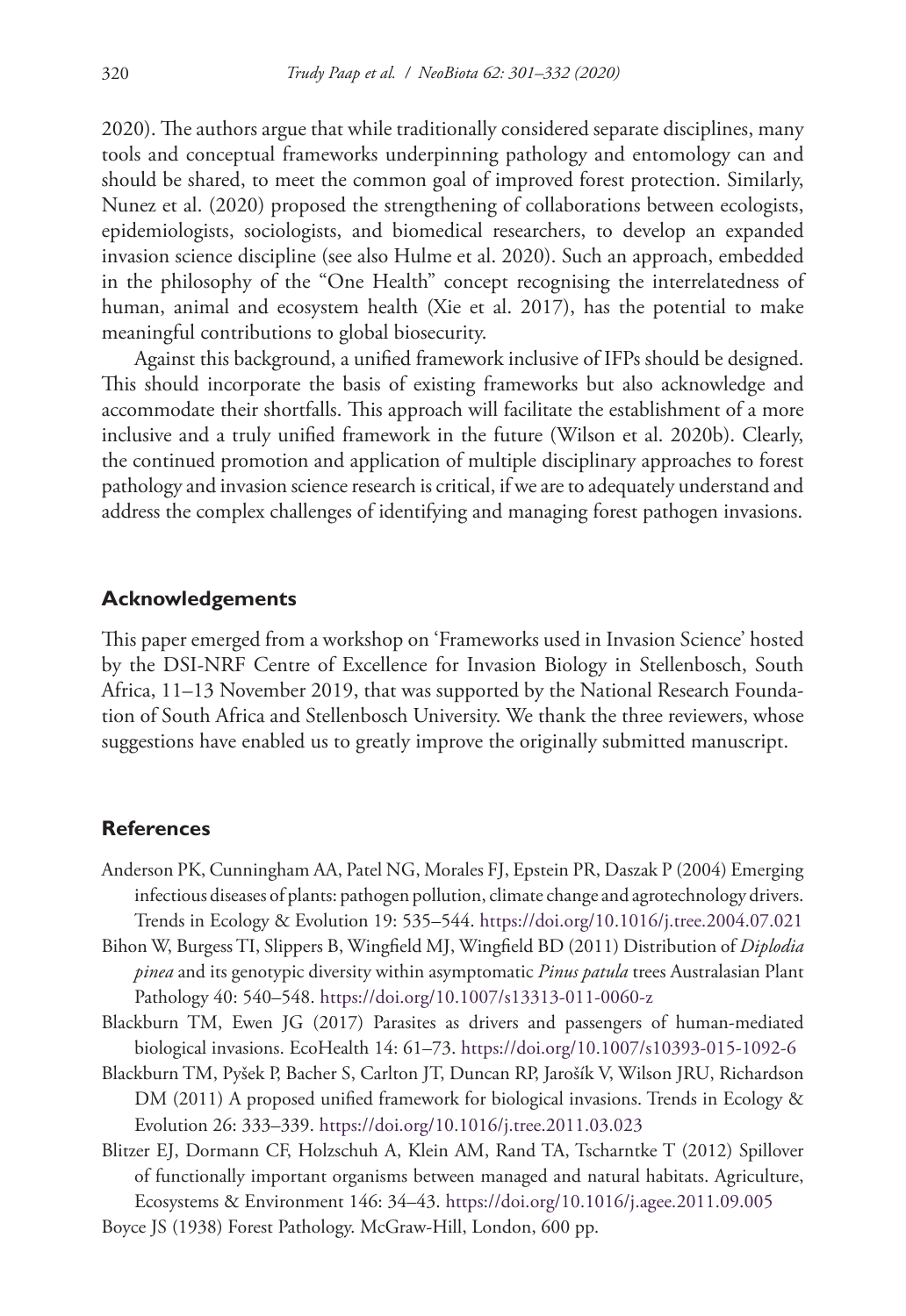2020). The authors argue that while traditionally considered separate disciplines, many tools and conceptual frameworks underpinning pathology and entomology can and should be shared, to meet the common goal of improved forest protection. Similarly, Nunez et al. (2020) proposed the strengthening of collaborations between ecologists, epidemiologists, sociologists, and biomedical researchers, to develop an expanded invasion science discipline (see also Hulme et al. 2020). Such an approach, embedded in the philosophy of the "One Health" concept recognising the interrelatedness of human, animal and ecosystem health (Xie et al. 2017), has the potential to make meaningful contributions to global biosecurity.

Against this background, a unified framework inclusive of IFPs should be designed. This should incorporate the basis of existing frameworks but also acknowledge and accommodate their shortfalls. This approach will facilitate the establishment of a more inclusive and a truly unified framework in the future (Wilson et al. 2020b). Clearly, the continued promotion and application of multiple disciplinary approaches to forest pathology and invasion science research is critical, if we are to adequately understand and address the complex challenges of identifying and managing forest pathogen invasions.

## Acknowledgements

This paper emerged from a workshop on 'Frameworks used in Invasion Science' hosted by the DSI-NRF Centre of Excellence for Invasion Biology in Stellenbosch, South Africa, 11–13 November 2019, that was supported by the National Research Foundation of South Africa and Stellenbosch University. We thank the three reviewers, whose suggestions have enabled us to greatly improve the originally submitted manuscript.

## References

Anderson PK, Cunningham AA, Patel NG, Morales FJ, Epstein PR, Daszak P (2004) Emerging infectious diseases of plants: pathogen pollution, climate change and agrotechnology drivers. Trends in Ecology & Evolution 19: 535–544. https://doi.org/10.1016/j.tree.2004.07.021

Bihon W, Burgess TI, Slippers B, Wingfield MJ, Wingfield BD (2011) Distribution of *Diplodia pinea* and its genotypic diversity within asymptomatic *Pinus patula* trees Australasian Plant Pathology 40: 540–548. https://doi.org/10.1007/s13313-011-0060-z

Blackburn TM, Ewen JG (2017) Parasites as drivers and passengers of human-mediated biological invasions. EcoHealth 14: 61–73. https://doi.org/10.1007/s10393-015-1092-6

Blackburn TM, Pyšek P, Bacher S, Carlton JT, Duncan RP, Jarošík V, Wilson JRU, Richardson DM (2011) A proposed unified framework for biological invasions. Trends in Ecology & Evolution 26: 333–339. https://doi.org/10.1016/j.tree.2011.03.023

Blitzer EJ, Dormann CF, Holzschuh A, Klein AM, Rand TA, Tscharntke T (2012) Spillover of functionally important organisms between managed and natural habitats. Agriculture, Ecosystems & Environment 146: 34–43. https://doi.org/10.1016/j.agee.2011.09.005

Boyce JS (1938) Forest Pathology. McGraw-Hill, London, 600 pp.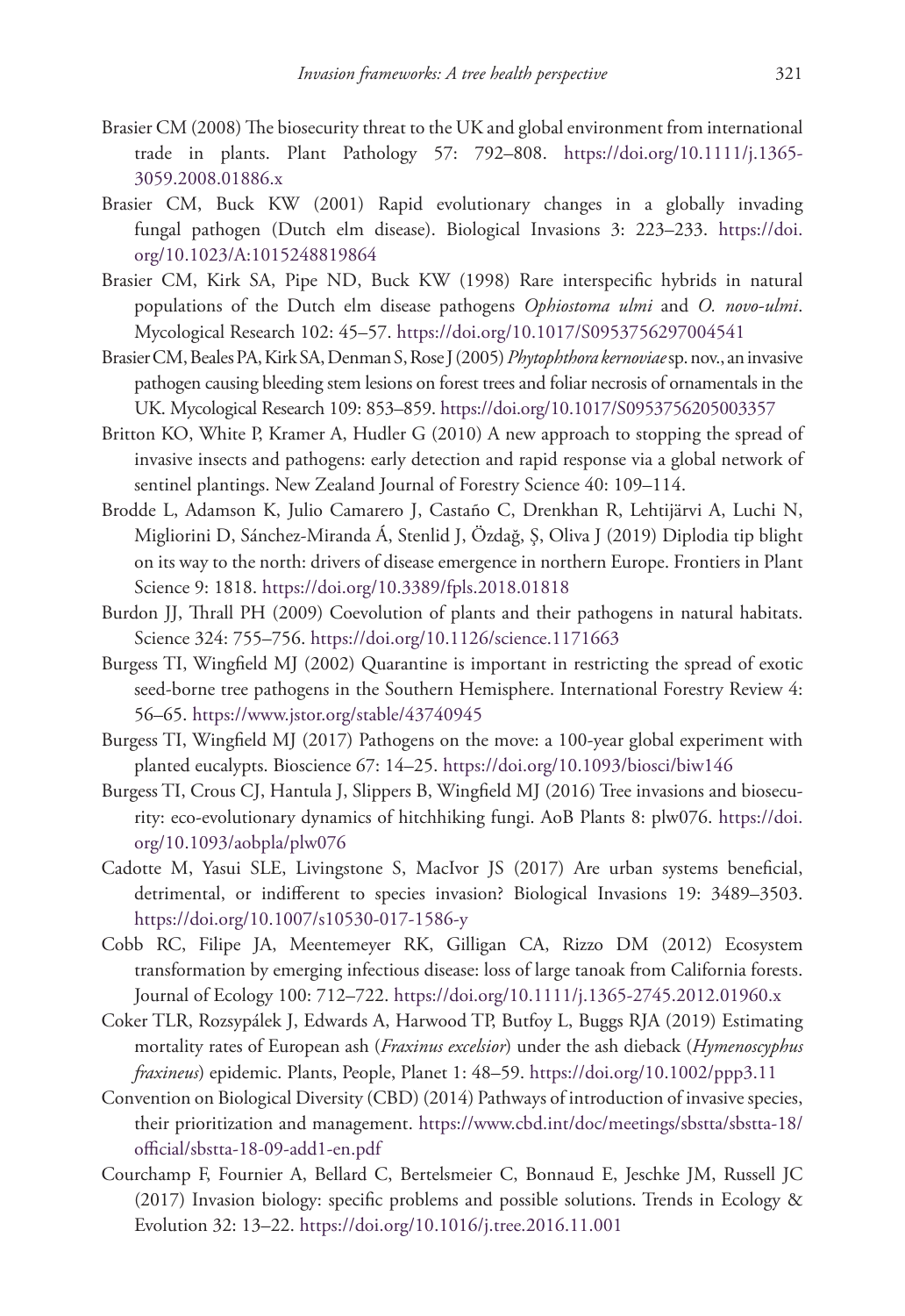Brasier CM (2008) The biosecurity threat to the UK and global environment from international trade in plants. Plant Pathology 57: 792–808. https://doi.org/10.1111/j.1365-3059.2008.01886.x

Brasier CM, Buck KW (2001) Rapid evolutionary changes in a globally invading fungal pathogen (Dutch elm disease). Biological Invasions 3: 223–233. https://doi.org/10.1023/A:1015248819864

Brasier CM, Kirk SA, Pipe ND, Buck KW (1998) Rare interspecific hybrids in natural populations of the Dutch elm disease pathogens *Ophiostoma ulmi* and *O. novo-ulmi*. Mycological Research 102: 45–57. https://doi.org/10.1017/S0953756297004541

Brasier CM, Beales PA, Kirk SA, Denman S, Rose J (2005) *Phytophthora kernoviae* sp. nov., an invasive pathogen causing bleeding stem lesions on forest trees and foliar necrosis of ornamentals in the UK. Mycological Research 109: 853–859. https://doi.org/10.1017/S0953756205003357

Britton KO, White P, Kramer A, Hudler G (2010) A new approach to stopping the spread of invasive insects and pathogens: early detection and rapid response via a global network of sentinel plantings. New Zealand Journal of Forestry Science 40: 109–114.

Brodde L, Adamson K, Julio Camarero J, Castaño C, Drenkhan R, Lehtijärvi A, Luchi N, Migliorini D, Sánchez-Miranda Á, Stenlid J, Özdağ, Ş, Oliva J (2019) Diplodia tip blight on its way to the north: drivers of disease emergence in northern Europe. Frontiers in Plant Science 9: 1818. https://doi.org/10.3389/fpls.2018.01818

Burdon JJ, Thrall PH (2009) Coevolution of plants and their pathogens in natural habitats. Science 324: 755–756. https://doi.org/10.1126/science.1171663

Burgess TI, Wingfield MJ (2002) Quarantine is important in restricting the spread of exotic seed-borne tree pathogens in the Southern Hemisphere. International Forestry Review 4: 56–65. https://www.jstor.org/stable/43740945

Burgess TI, Wingfield MJ (2017) Pathogens on the move: a 100-year global experiment with planted eucalypts. Bioscience 67: 14–25. https://doi.org/10.1093/biosci/biw146

Burgess TI, Crous CJ, Hantula J, Slippers B, Wingfield MJ (2016) Tree invasions and biosecurity: eco-evolutionary dynamics of hitchhiking fungi. AoB Plants 8: plw076. https://doi.org/10.1093/aobpla/plw076

Cadotte M, Yasui SLE, Livingstone S, MacIvor JS (2017) Are urban systems beneficial, detrimental, or indifferent to species invasion? Biological Invasions 19: 3489–3503. https://doi.org/10.1007/s10530-017-1586-y

Cobb RC, Filipe JA, Meentemeyer RK, Gilligan CA, Rizzo DM (2012) Ecosystem transformation by emerging infectious disease: loss of large tanoak from California forests. Journal of Ecology 100: 712–722. https://doi.org/10.1111/j.1365-2745.2012.01960.x

Coker TLR, Rozsypálek J, Edwards A, Harwood TP, Butfoy L, Buggs RJA (2019) Estimating mortality rates of European ash (*Fraxinus excelsior*) under the ash dieback (*Hymenoscyphus fraxineus*) epidemic. Plants, People, Planet 1: 48–59. https://doi.org/10.1002/ppp3.11

Convention on Biological Diversity (CBD) (2014) Pathways of introduction of invasive species, their prioritization and management. https://www.cbd.int/doc/meetings/sbstta/sbstta-18/official/sbstta-18-09-add1-en.pdf

Courchamp F, Fournier A, Bellard C, Bertelsmeier C, Bonnaud E, Jeschke JM, Russell JC (2017) Invasion biology: specific problems and possible solutions. Trends in Ecology & Evolution 32: 13–22. https://doi.org/10.1016/j.tree.2016.11.001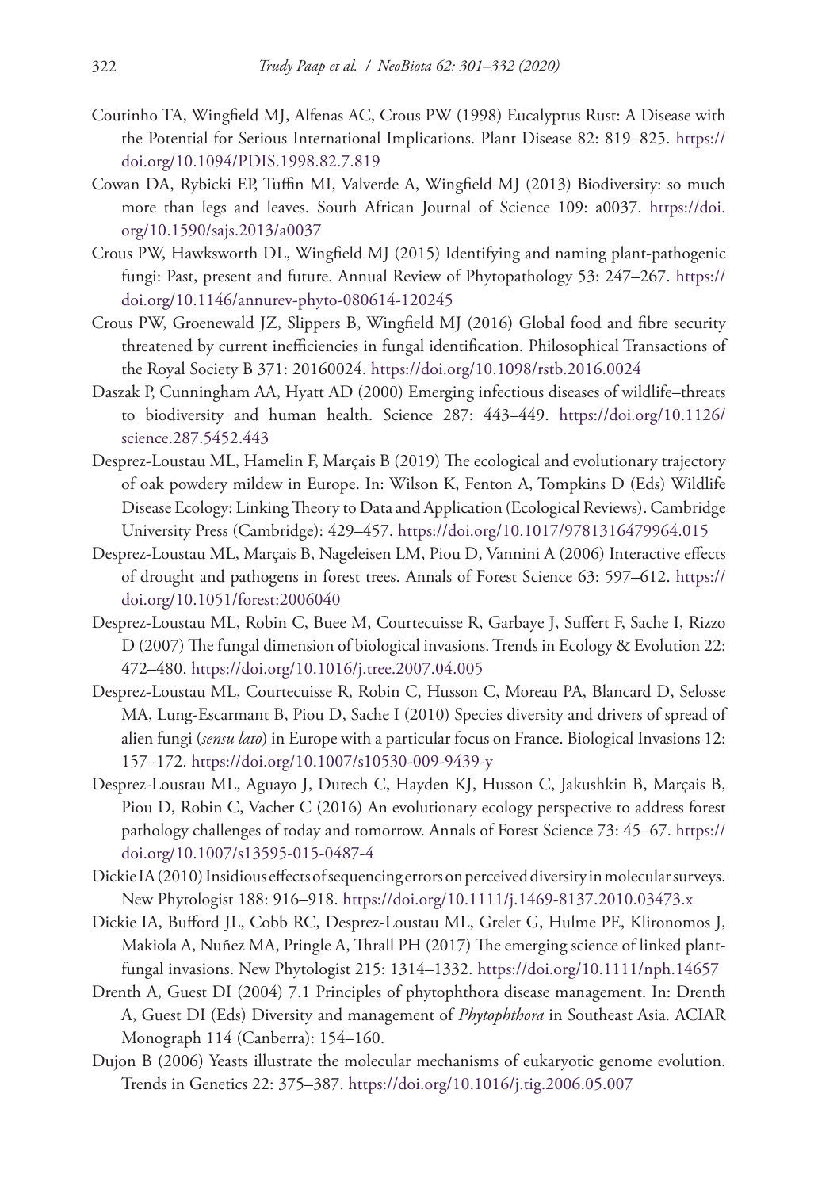Coutinho TA, Wingfield MJ, Alfenas AC, Crous PW (1998) Eucalyptus Rust: A Disease with the Potential for Serious International Implications. Plant Disease 82: 819–825. https://doi.org/10.1094/PDIS.1998.82.7.819

Cowan DA, Rybicki EP, Tuffin MI, Valverde A, Wingfield MJ (2013) Biodiversity: so much more than legs and leaves. South African Journal of Science 109: a0037. https://doi.org/10.1590/sajs.2013/a0037

Crous PW, Hawksworth DL, Wingfield MJ (2015) Identifying and naming plant-pathogenic fungi: Past, present and future. Annual Review of Phytopathology 53: 247–267. https://doi.org/10.1146/annurev-phyto-080614-120245

Crous PW, Groenewald JZ, Slippers B, Wingfield MJ (2016) Global food and fibre security threatened by current inefficiencies in fungal identification. Philosophical Transactions of the Royal Society B 371: 20160024. https://doi.org/10.1098/rstb.2016.0024

Daszak P, Cunningham AA, Hyatt AD (2000) Emerging infectious diseases of wildlife–threats to biodiversity and human health. Science 287: 443–449. https://doi.org/10.1126/science.287.5452.443

Desprez-Loustau ML, Hamelin F, Marçais B (2019) The ecological and evolutionary trajectory of oak powdery mildew in Europe. In: Wilson K, Fenton A, Tompkins D (Eds) Wildlife Disease Ecology: Linking Theory to Data and Application (Ecological Reviews). Cambridge University Press (Cambridge): 429–457. https://doi.org/10.1017/9781316479964.015

Desprez-Loustau ML, Marçais B, Nageleisen LM, Piou D, Vannini A (2006) Interactive effects of drought and pathogens in forest trees. Annals of Forest Science 63: 597–612. https://doi.org/10.1051/forest:2006040

Desprez-Loustau ML, Robin C, Buee M, Courtecuisse R, Garbaye J, Suffert F, Sache I, Rizzo D (2007) The fungal dimension of biological invasions. Trends in Ecology & Evolution 22: 472–480. https://doi.org/10.1016/j.tree.2007.04.005

Desprez-Loustau ML, Courtecuisse R, Robin C, Husson C, Moreau PA, Blancard D, Selosse MA, Lung-Escarmant B, Piou D, Sache I (2010) Species diversity and drivers of spread of alien fungi (*sensu lato*) in Europe with a particular focus on France. Biological Invasions 12: 157–172. https://doi.org/10.1007/s10530-009-9439-y

Desprez-Loustau ML, Aguayo J, Dutech C, Hayden KJ, Husson C, Jakushkin B, Marçais B, Piou D, Robin C, Vacher C (2016) An evolutionary ecology perspective to address forest pathology challenges of today and tomorrow. Annals of Forest Science 73: 45–67. https://doi.org/10.1007/s13595-015-0487-4

Dickie IA (2010) Insidious effects of sequencing errors on perceived diversity in molecular surveys. New Phytologist 188: 916–918. https://doi.org/10.1111/j.1469-8137.2010.03473.x

Dickie IA, Bufford JL, Cobb RC, Desprez-Loustau ML, Grelet G, Hulme PE, Klironomos J, Makiola A, Nuñez MA, Pringle A, Thrall PH (2017) The emerging science of linked plant-fungal invasions. New Phytologist 215: 1314–1332. https://doi.org/10.1111/nph.14657

Drenth A, Guest DI (2004) 7.1 Principles of phytophthora disease management. In: Drenth A, Guest DI (Eds) Diversity and management of *Phytophthora* in Southeast Asia. ACIAR Monograph 114 (Canberra): 154–160.

Dujon B (2006) Yeasts illustrate the molecular mechanisms of eukaryotic genome evolution. Trends in Genetics 22: 375–387. https://doi.org/10.1016/j.tig.2006.05.007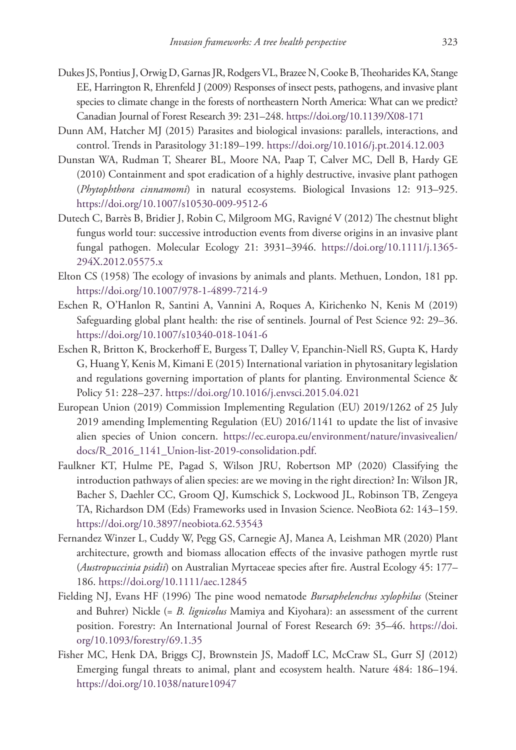Dukes JS, Pontius J, Orwig D, Garnas JR, Rodgers VL, Brazee N, Cooke B, Theoharides KA, Stange EE, Harrington R, Ehrenfeld J (2009) Responses of insect pests, pathogens, and invasive plant species to climate change in the forests of northeastern North America: What can we predict? Canadian Journal of Forest Research 39: 231–248. https://doi.org/10.1139/X08-171

Dunn AM, Hatcher MJ (2015) Parasites and biological invasions: parallels, interactions, and control. Trends in Parasitology 31:189–199. https://doi.org/10.1016/j.pt.2014.12.003

Dunstan WA, Rudman T, Shearer BL, Moore NA, Paap T, Calver MC, Dell B, Hardy GE (2010) Containment and spot eradication of a highly destructive, invasive plant pathogen (*Phytophthora cinnamomi*) in natural ecosystems. Biological Invasions 12: 913–925. https://doi.org/10.1007/s10530-009-9512-6

Dutech C, Barrès B, Bridier J, Robin C, Milgroom MG, Ravigné V (2012) The chestnut blight fungus world tour: successive introduction events from diverse origins in an invasive plant fungal pathogen. Molecular Ecology 21: 3931–3946. https://doi.org/10.1111/j.1365-294X.2012.05575.x

Elton CS (1958) The ecology of invasions by animals and plants. Methuen, London, 181 pp. https://doi.org/10.1007/978-1-4899-7214-9

Eschen R, O'Hanlon R, Santini A, Vannini A, Roques A, Kirichenko N, Kenis M (2019) Safeguarding global plant health: the rise of sentinels. Journal of Pest Science 92: 29–36. https://doi.org/10.1007/s10340-018-1041-6

Eschen R, Britton K, Brockerhoff E, Burgess T, Dalley V, Epanchin-Niell RS, Gupta K, Hardy G, Huang Y, Kenis M, Kimani E (2015) International variation in phytosanitary legislation and regulations governing importation of plants for planting. Environmental Science & Policy 51: 228–237. https://doi.org/10.1016/j.envsci.2015.04.021

European Union (2019) Commission Implementing Regulation (EU) 2019/1262 of 25 July 2019 amending Implementing Regulation (EU) 2016/1141 to update the list of invasive alien species of Union concern. https://ec.europa.eu/environment/nature/invasivealien/docs/R_2016_1141_Union-list-2019-consolidation.pdf.

Faulkner KT, Hulme PE, Pagad S, Wilson JRU, Robertson MP (2020) Classifying the introduction pathways of alien species: are we moving in the right direction? In: Wilson JR, Bacher S, Daehler CC, Groom QJ, Kumschick S, Lockwood JL, Robinson TB, Zengeya TA, Richardson DM (Eds) Frameworks used in Invasion Science. NeoBiota 62: 143–159. https://doi.org/10.3897/neobiota.62.53543

Fernandez Winzer L, Cuddy W, Pegg GS, Carnegie AJ, Manea A, Leishman MR (2020) Plant architecture, growth and biomass allocation effects of the invasive pathogen myrtle rust (*Austropuccinia psidii*) on Australian Myrtaceae species after fire. Austral Ecology 45: 177–186. https://doi.org/10.1111/aec.12845

Fielding NJ, Evans HF (1996) The pine wood nematode *Bursaphelenchus xylophilus* (Steiner and Buhrer) Nickle (= *B. lignicolus* Mamiya and Kiyohara): an assessment of the current position. Forestry: An International Journal of Forest Research 69: 35–46. https://doi.org/10.1093/forestry/69.1.35

Fisher MC, Henk DA, Briggs CJ, Brownstein JS, Madoff LC, McCraw SL, Gurr SJ (2012) Emerging fungal threats to animal, plant and ecosystem health. Nature 484: 186–194. https://doi.org/10.1038/nature10947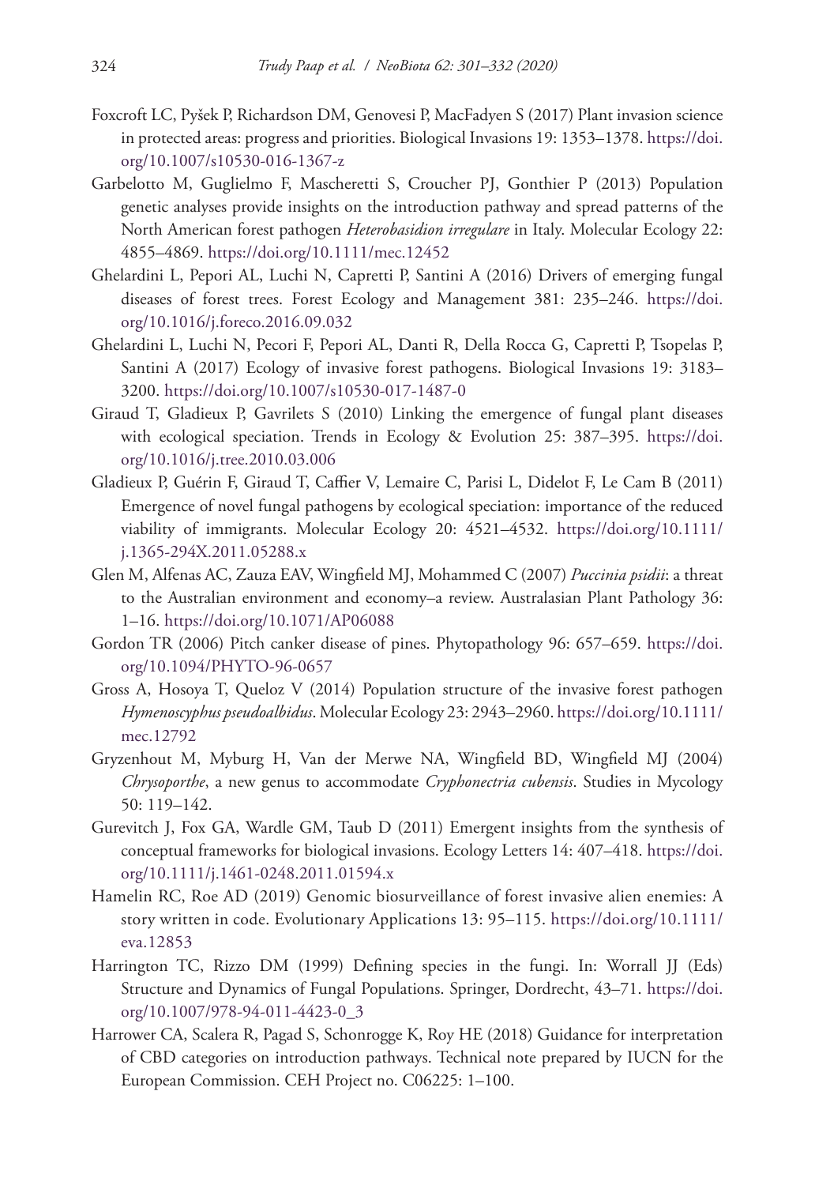Foxcroft LC, Pyšek P, Richardson DM, Genovesi P, MacFadyen S (2017) Plant invasion science in protected areas: progress and priorities. Biological Invasions 19: 1353–1378. https://doi.org/10.1007/s10530-016-1367-z

Garbelotto M, Guglielmo F, Mascheretti S, Croucher PJ, Gonthier P (2013) Population genetic analyses provide insights on the introduction pathway and spread patterns of the North American forest pathogen *Heterobasidion irregulare* in Italy. Molecular Ecology 22: 4855–4869. https://doi.org/10.1111/mec.12452

Ghelardini L, Pepori AL, Luchi N, Capretti P, Santini A (2016) Drivers of emerging fungal diseases of forest trees. Forest Ecology and Management 381: 235–246. https://doi.org/10.1016/j.foreco.2016.09.032

Ghelardini L, Luchi N, Pecori F, Pepori AL, Danti R, Della Rocca G, Capretti P, Tsopelas P, Santini A (2017) Ecology of invasive forest pathogens. Biological Invasions 19: 3183–3200. https://doi.org/10.1007/s10530-017-1487-0

Giraud T, Gladieux P, Gavrilets S (2010) Linking the emergence of fungal plant diseases with ecological speciation. Trends in Ecology & Evolution 25: 387–395. https://doi.org/10.1016/j.tree.2010.03.006

Gladieux P, Guérin F, Giraud T, Caffier V, Lemaire C, Parisi L, Didelot F, Le Cam B (2011) Emergence of novel fungal pathogens by ecological speciation: importance of the reduced viability of immigrants. Molecular Ecology 20: 4521–4532. https://doi.org/10.1111/j.1365-294X.2011.05288.x

Glen M, Alfenas AC, Zauza EAV, Wingfield MJ, Mohammed C (2007) *Puccinia psidii*: a threat to the Australian environment and economy–a review. Australasian Plant Pathology 36: 1–16. https://doi.org/10.1071/AP06088

Gordon TR (2006) Pitch canker disease of pines. Phytopathology 96: 657–659. https://doi.org/10.1094/PHYTO-96-0657

Gross A, Hosoya T, Queloz V (2014) Population structure of the invasive forest pathogen *Hymenoscyphus pseudoalbidus*. Molecular Ecology 23: 2943–2960. https://doi.org/10.1111/mec.12792

Gryzenhout M, Myburg H, Van der Merwe NA, Wingfield BD, Wingfield MJ (2004) *Chrysoporthe*, a new genus to accommodate *Cryphonectria cubensis*. Studies in Mycology 50: 119–142.

Gurevitch J, Fox GA, Wardle GM, Taub D (2011) Emergent insights from the synthesis of conceptual frameworks for biological invasions. Ecology Letters 14: 407–418. https://doi.org/10.1111/j.1461-0248.2011.01594.x

Hamelin RC, Roe AD (2019) Genomic biosurveillance of forest invasive alien enemies: A story written in code. Evolutionary Applications 13: 95–115. https://doi.org/10.1111/eva.12853

Harrington TC, Rizzo DM (1999) Defining species in the fungi. In: Worrall JJ (Eds) Structure and Dynamics of Fungal Populations. Springer, Dordrecht, 43–71. https://doi.org/10.1007/978-94-011-4423-0_3

Harrower CA, Scalera R, Pagad S, Schonrogge K, Roy HE (2018) Guidance for interpretation of CBD categories on introduction pathways. Technical note prepared by IUCN for the European Commission. CEH Project no. C06225: 1–100.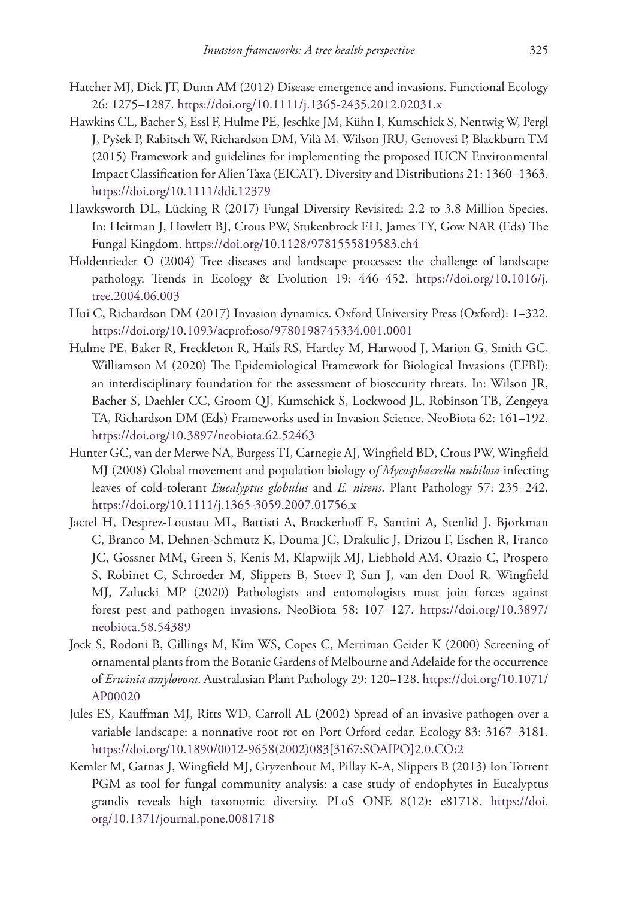Hatcher MJ, Dick JT, Dunn AM (2012) Disease emergence and invasions. Functional Ecology 26: 1275–1287. https://doi.org/10.1111/j.1365-2435.2012.02031.x

Hawkins CL, Bacher S, Essl F, Hulme PE, Jeschke JM, Kühn I, Kumschick S, Nentwig W, Pergl J, Pyšek P, Rabitsch W, Richardson DM, Vilà M, Wilson JRU, Genovesi P, Blackburn TM (2015) Framework and guidelines for implementing the proposed IUCN Environmental Impact Classification for Alien Taxa (EICAT). Diversity and Distributions 21: 1360–1363. https://doi.org/10.1111/ddi.12379

Hawksworth DL, Lücking R (2017) Fungal Diversity Revisited: 2.2 to 3.8 Million Species. In: Heitman J, Howlett BJ, Crous PW, Stukenbrock EH, James TY, Gow NAR (Eds) The Fungal Kingdom. https://doi.org/10.1128/9781555819583.ch4

Holdenrieder O (2004) Tree diseases and landscape processes: the challenge of landscape pathology. Trends in Ecology & Evolution 19: 446–452. https://doi.org/10.1016/j.tree.2004.06.003

Hui C, Richardson DM (2017) Invasion dynamics. Oxford University Press (Oxford): 1–322. https://doi.org/10.1093/acprof:oso/9780198745334.001.0001

Hulme PE, Baker R, Freckleton R, Hails RS, Hartley M, Harwood J, Marion G, Smith GC, Williamson M (2020) The Epidemiological Framework for Biological Invasions (EFBI): an interdisciplinary foundation for the assessment of biosecurity threats. In: Wilson JR, Bacher S, Daehler CC, Groom QJ, Kumschick S, Lockwood JL, Robinson TB, Zengeya TA, Richardson DM (Eds) Frameworks used in Invasion Science. NeoBiota 62: 161–192. https://doi.org/10.3897/neobiota.62.52463

Hunter GC, van der Merwe NA, Burgess TI, Carnegie AJ, Wingfield BD, Crous PW, Wingfield MJ (2008) Global movement and population biology o*f Mycosphaerella nubilosa* infecting leaves of cold-tolerant *Eucalyptus globulus* and *E. nitens*. Plant Pathology 57: 235–242. https://doi.org/10.1111/j.1365-3059.2007.01756.x

Jactel H, Desprez-Loustau ML, Battisti A, Brockerhoff E, Santini A, Stenlid J, Bjorkman C, Branco M, Dehnen-Schmutz K, Douma JC, Drakulic J, Drizou F, Eschen R, Franco JC, Gossner MM, Green S, Kenis M, Klapwijk MJ, Liebhold AM, Orazio C, Prospero S, Robinet C, Schroeder M, Slippers B, Stoev P, Sun J, van den Dool R, Wingfield MJ, Zalucki MP (2020) Pathologists and entomologists must join forces against forest pest and pathogen invasions. NeoBiota 58: 107–127. https://doi.org/10.3897/neobiota.58.54389

Jock S, Rodoni B, Gillings M, Kim WS, Copes C, Merriman Geider K (2000) Screening of ornamental plants from the Botanic Gardens of Melbourne and Adelaide for the occurrence of *Erwinia amylovora*. Australasian Plant Pathology 29: 120–128. https://doi.org/10.1071/AP00020

Jules ES, Kauffman MJ, Ritts WD, Carroll AL (2002) Spread of an invasive pathogen over a variable landscape: a nonnative root rot on Port Orford cedar. Ecology 83: 3167–3181. https://doi.org/10.1890/0012-9658(2002)083[3167:SOAIPO]2.0.CO;2

Kemler M, Garnas J, Wingfield MJ, Gryzenhout M, Pillay K-A, Slippers B (2013) Ion Torrent PGM as tool for fungal community analysis: a case study of endophytes in Eucalyptus grandis reveals high taxonomic diversity. PLoS ONE 8(12): e81718. https://doi.org/10.1371/journal.pone.0081718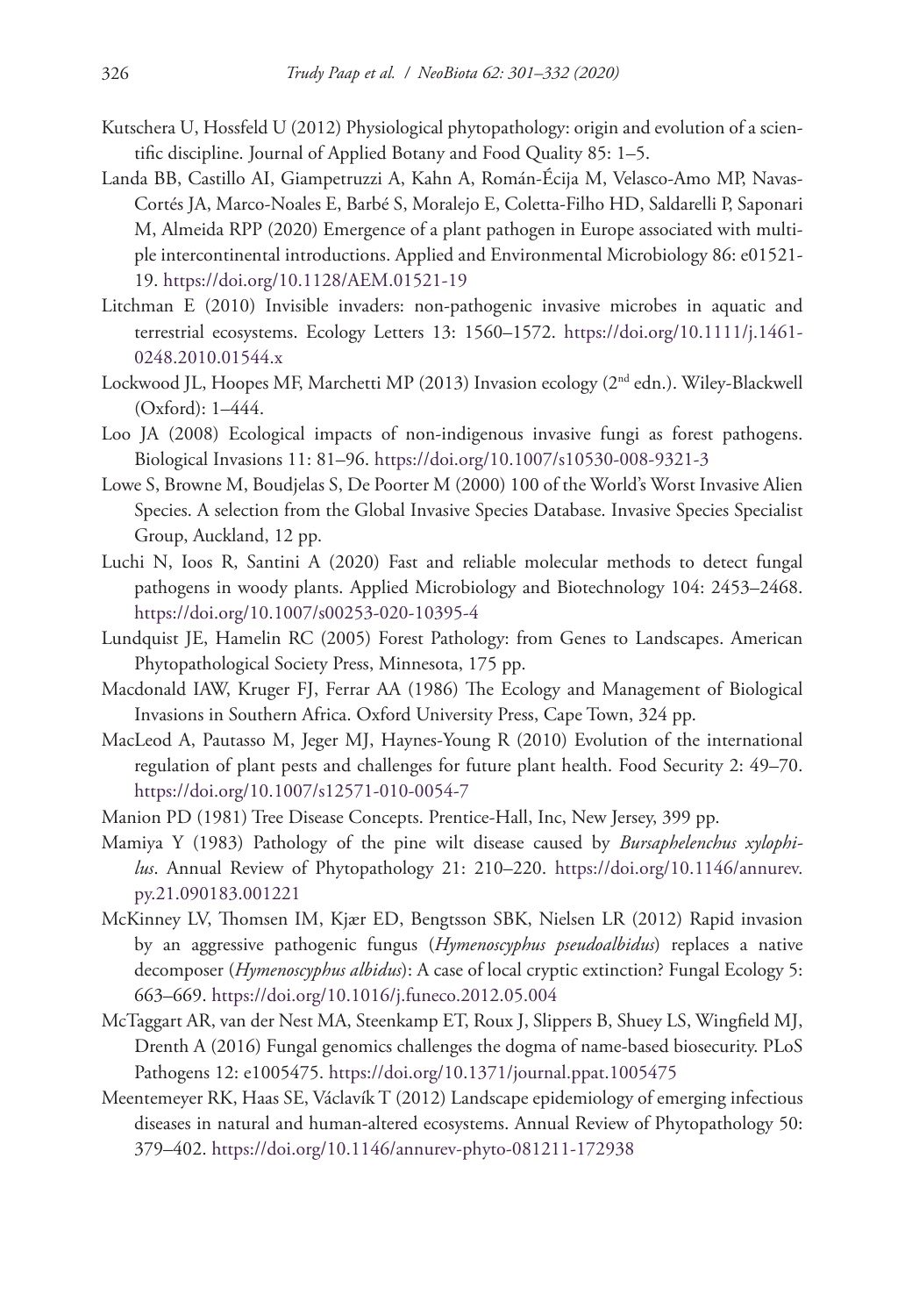Kutschera U, Hossfeld U (2012) Physiological phytopathology: origin and evolution of a scientific discipline. Journal of Applied Botany and Food Quality 85: 1–5.

Landa BB, Castillo AI, Giampetruzzi A, Kahn A, Román-Écija M, Velasco-Amo MP, Navas-Cortés JA, Marco-Noales E, Barbé S, Moralejo E, Coletta-Filho HD, Saldarelli P, Saponari M, Almeida RPP (2020) Emergence of a plant pathogen in Europe associated with multiple intercontinental introductions. Applied and Environmental Microbiology 86: e01521-19. https://doi.org/10.1128/AEM.01521-19

Litchman E (2010) Invisible invaders: non-pathogenic invasive microbes in aquatic and terrestrial ecosystems. Ecology Letters 13: 1560–1572. https://doi.org/10.1111/j.1461-0248.2010.01544.x

Lockwood JL, Hoopes MF, Marchetti MP (2013) Invasion ecology (2nd edn.). Wiley-Blackwell (Oxford): 1–444.

Loo JA (2008) Ecological impacts of non-indigenous invasive fungi as forest pathogens. Biological Invasions 11: 81–96. https://doi.org/10.1007/s10530-008-9321-3

Lowe S, Browne M, Boudjelas S, De Poorter M (2000) 100 of the World's Worst Invasive Alien Species. A selection from the Global Invasive Species Database. Invasive Species Specialist Group, Auckland, 12 pp.

Luchi N, Ioos R, Santini A (2020) Fast and reliable molecular methods to detect fungal pathogens in woody plants. Applied Microbiology and Biotechnology 104: 2453–2468. https://doi.org/10.1007/s00253-020-10395-4

Lundquist JE, Hamelin RC (2005) Forest Pathology: from Genes to Landscapes. American Phytopathological Society Press, Minnesota, 175 pp.

Macdonald IAW, Kruger FJ, Ferrar AA (1986) The Ecology and Management of Biological Invasions in Southern Africa. Oxford University Press, Cape Town, 324 pp.

MacLeod A, Pautasso M, Jeger MJ, Haynes-Young R (2010) Evolution of the international regulation of plant pests and challenges for future plant health. Food Security 2: 49–70. https://doi.org/10.1007/s12571-010-0054-7

Manion PD (1981) Tree Disease Concepts. Prentice-Hall, Inc, New Jersey, 399 pp.

Mamiya Y (1983) Pathology of the pine wilt disease caused by *Bursaphelenchus xylophilus*. Annual Review of Phytopathology 21: 210–220. https://doi.org/10.1146/annurev.py.21.090183.001221

McKinney LV, Thomsen IM, Kjær ED, Bengtsson SBK, Nielsen LR (2012) Rapid invasion by an aggressive pathogenic fungus (*Hymenoscyphus pseudoalbidus*) replaces a native decomposer (*Hymenoscyphus albidus*): A case of local cryptic extinction? Fungal Ecology 5: 663–669. https://doi.org/10.1016/j.funeco.2012.05.004

McTaggart AR, van der Nest MA, Steenkamp ET, Roux J, Slippers B, Shuey LS, Wingfield MJ, Drenth A (2016) Fungal genomics challenges the dogma of name-based biosecurity. PLoS Pathogens 12: e1005475. https://doi.org/10.1371/journal.ppat.1005475

Meentemeyer RK, Haas SE, Václavík T (2012) Landscape epidemiology of emerging infectious diseases in natural and human-altered ecosystems. Annual Review of Phytopathology 50: 379–402. https://doi.org/10.1146/annurev-phyto-081211-172938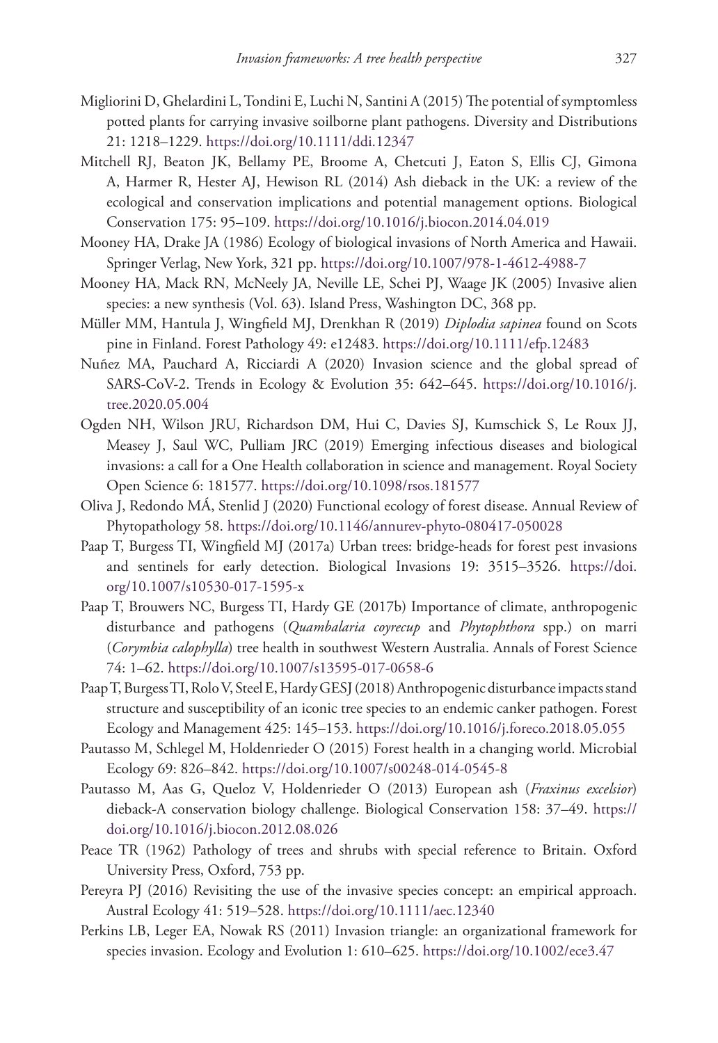Migliorini D, Ghelardini L, Tondini E, Luchi N, Santini A (2015) The potential of symptomless potted plants for carrying invasive soilborne plant pathogens. Diversity and Distributions 21: 1218–1229. https://doi.org/10.1111/ddi.12347

Mitchell RJ, Beaton JK, Bellamy PE, Broome A, Chetcuti J, Eaton S, Ellis CJ, Gimona A, Harmer R, Hester AJ, Hewison RL (2014) Ash dieback in the UK: a review of the ecological and conservation implications and potential management options. Biological Conservation 175: 95–109. https://doi.org/10.1016/j.biocon.2014.04.019

Mooney HA, Drake JA (1986) Ecology of biological invasions of North America and Hawaii. Springer Verlag, New York, 321 pp. https://doi.org/10.1007/978-1-4612-4988-7

Mooney HA, Mack RN, McNeely JA, Neville LE, Schei PJ, Waage JK (2005) Invasive alien species: a new synthesis (Vol. 63). Island Press, Washington DC, 368 pp.

Müller MM, Hantula J, Wingfield MJ, Drenkhan R (2019) *Diplodia sapinea* found on Scots pine in Finland. Forest Pathology 49: e12483. https://doi.org/10.1111/efp.12483

Nuñez MA, Pauchard A, Ricciardi A (2020) Invasion science and the global spread of SARS-CoV-2. Trends in Ecology & Evolution 35: 642–645. https://doi.org/10.1016/j.tree.2020.05.004

Ogden NH, Wilson JRU, Richardson DM, Hui C, Davies SJ, Kumschick S, Le Roux JJ, Measey J, Saul WC, Pulliam JRC (2019) Emerging infectious diseases and biological invasions: a call for a One Health collaboration in science and management. Royal Society Open Science 6: 181577. https://doi.org/10.1098/rsos.181577

Oliva J, Redondo MÁ, Stenlid J (2020) Functional ecology of forest disease. Annual Review of Phytopathology 58. https://doi.org/10.1146/annurev-phyto-080417-050028

Paap T, Burgess TI, Wingfield MJ (2017a) Urban trees: bridge-heads for forest pest invasions and sentinels for early detection. Biological Invasions 19: 3515–3526. https://doi.org/10.1007/s10530-017-1595-x

Paap T, Brouwers NC, Burgess TI, Hardy GE (2017b) Importance of climate, anthropogenic disturbance and pathogens (*Quambalaria coyrecup* and *Phytophthora* spp.) on marri (*Corymbia calophylla*) tree health in southwest Western Australia. Annals of Forest Science 74: 1–62. https://doi.org/10.1007/s13595-017-0658-6

Paap T, Burgess TI, Rolo V, Steel E, Hardy GESJ (2018) Anthropogenic disturbance impacts stand structure and susceptibility of an iconic tree species to an endemic canker pathogen. Forest Ecology and Management 425: 145–153. https://doi.org/10.1016/j.foreco.2018.05.055

Pautasso M, Schlegel M, Holdenrieder O (2015) Forest health in a changing world. Microbial Ecology 69: 826–842. https://doi.org/10.1007/s00248-014-0545-8

Pautasso M, Aas G, Queloz V, Holdenrieder O (2013) European ash (*Fraxinus excelsior*) dieback-A conservation biology challenge. Biological Conservation 158: 37–49. https://doi.org/10.1016/j.biocon.2012.08.026

Peace TR (1962) Pathology of trees and shrubs with special reference to Britain. Oxford University Press, Oxford, 753 pp.

Pereyra PJ (2016) Revisiting the use of the invasive species concept: an empirical approach. Austral Ecology 41: 519–528. https://doi.org/10.1111/aec.12340

Perkins LB, Leger EA, Nowak RS (2011) Invasion triangle: an organizational framework for species invasion. Ecology and Evolution 1: 610–625. https://doi.org/10.1002/ece3.47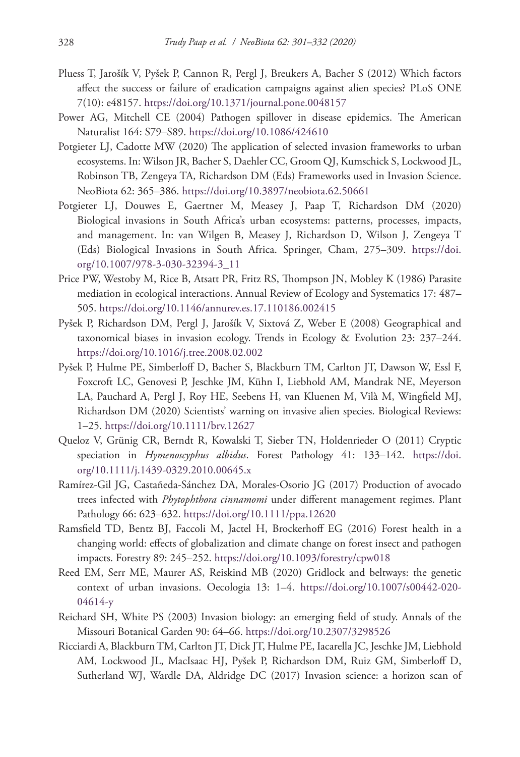Pluess T, Jarošík V, Pyšek P, Cannon R, Pergl J, Breukers A, Bacher S (2012) Which factors affect the success or failure of eradication campaigns against alien species? PLoS ONE 7(10): e48157. https://doi.org/10.1371/journal.pone.0048157

Power AG, Mitchell CE (2004) Pathogen spillover in disease epidemics. The American Naturalist 164: S79–S89. https://doi.org/10.1086/424610

Potgieter LJ, Cadotte MW (2020) The application of selected invasion frameworks to urban ecosystems. In: Wilson JR, Bacher S, Daehler CC, Groom QJ, Kumschick S, Lockwood JL, Robinson TB, Zengeya TA, Richardson DM (Eds) Frameworks used in Invasion Science. NeoBiota 62: 365–386. https://doi.org/10.3897/neobiota.62.50661

Potgieter LJ, Douwes E, Gaertner M, Measey J, Paap T, Richardson DM (2020) Biological invasions in South Africa's urban ecosystems: patterns, processes, impacts, and management. In: van Wilgen B, Measey J, Richardson D, Wilson J, Zengeya T (Eds) Biological Invasions in South Africa. Springer, Cham, 275–309. https://doi.org/10.1007/978-3-030-32394-3_11

Price PW, Westoby M, Rice B, Atsatt PR, Fritz RS, Thompson JN, Mobley K (1986) Parasite mediation in ecological interactions. Annual Review of Ecology and Systematics 17: 487–505. https://doi.org/10.1146/annurev.es.17.110186.002415

Pyšek P, Richardson DM, Pergl J, Jarošík V, Sixtová Z, Weber E (2008) Geographical and taxonomical biases in invasion ecology. Trends in Ecology & Evolution 23: 237–244. https://doi.org/10.1016/j.tree.2008.02.002

Pyšek P, Hulme PE, Simberloff D, Bacher S, Blackburn TM, Carlton JT, Dawson W, Essl F, Foxcroft LC, Genovesi P, Jeschke JM, Kühn I, Liebhold AM, Mandrak NE, Meyerson LA, Pauchard A, Pergl J, Roy HE, Seebens H, van Kluenen M, Vilà M, Wingfield MJ, Richardson DM (2020) Scientists' warning on invasive alien species. Biological Reviews: 1–25. https://doi.org/10.1111/brv.12627

Queloz V, Grünig CR, Berndt R, Kowalski T, Sieber TN, Holdenrieder O (2011) Cryptic speciation in *Hymenoscyphus albidus*. Forest Pathology 41: 133–142. https://doi.org/10.1111/j.1439-0329.2010.00645.x

Ramírez-Gil JG, Castañeda-Sánchez DA, Morales-Osorio JG (2017) Production of avocado trees infected with *Phytophthora cinnamomi* under different management regimes. Plant Pathology 66: 623–632. https://doi.org/10.1111/ppa.12620

Ramsfield TD, Bentz BJ, Faccoli M, Jactel H, Brockerhoff EG (2016) Forest health in a changing world: effects of globalization and climate change on forest insect and pathogen impacts. Forestry 89: 245–252. https://doi.org/10.1093/forestry/cpw018

Reed EM, Serr ME, Maurer AS, Reiskind MB (2020) Gridlock and beltways: the genetic context of urban invasions. Oecologia 13: 1–4. https://doi.org/10.1007/s00442-020-04614-y

Reichard SH, White PS (2003) Invasion biology: an emerging field of study. Annals of the Missouri Botanical Garden 90: 64–66. https://doi.org/10.2307/3298526

Ricciardi A, Blackburn TM, Carlton JT, Dick JT, Hulme PE, Iacarella JC, Jeschke JM, Liebhold AM, Lockwood JL, MacIsaac HJ, Pyšek P, Richardson DM, Ruiz GM, Simberloff D, Sutherland WJ, Wardle DA, Aldridge DC (2017) Invasion science: a horizon scan of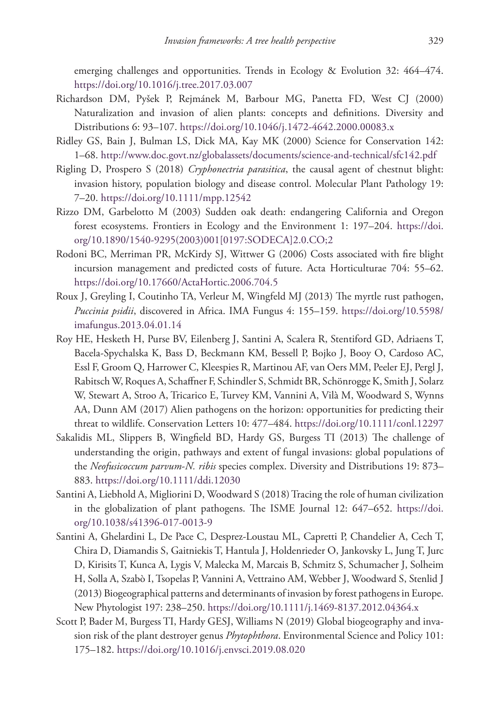emerging challenges and opportunities. Trends in Ecology & Evolution 32: 464–474. https://doi.org/10.1016/j.tree.2017.03.007

Richardson DM, Pyšek P, Rejmánek M, Barbour MG, Panetta FD, West CJ (2000) Naturalization and invasion of alien plants: concepts and definitions. Diversity and Distributions 6: 93–107. https://doi.org/10.1046/j.1472-4642.2000.00083.x

Ridley GS, Bain J, Bulman LS, Dick MA, Kay MK (2000) Science for Conservation 142: 1–68. http://www.doc.govt.nz/globalassets/documents/science-and-technical/sfc142.pdf

Rigling D, Prospero S (2018) *Cryphonectria parasitica*, the causal agent of chestnut blight: invasion history, population biology and disease control. Molecular Plant Pathology 19: 7–20. https://doi.org/10.1111/mpp.12542

Rizzo DM, Garbelotto M (2003) Sudden oak death: endangering California and Oregon forest ecosystems. Frontiers in Ecology and the Environment 1: 197–204. https://doi.org/10.1890/1540-9295(2003)001[0197:SODECA]2.0.CO;2

Rodoni BC, Merriman PR, McKirdy SJ, Wittwer G (2006) Costs associated with fire blight incursion management and predicted costs of future. Acta Horticulturae 704: 55–62. https://doi.org/10.17660/ActaHortic.2006.704.5

Roux J, Greyling I, Coutinho TA, Verleur M, Wingfeld MJ (2013) The myrtle rust pathogen, *Puccinia psidii*, discovered in Africa. IMA Fungus 4: 155–159. https://doi.org/10.5598/imafungus.2013.04.01.14

Roy HE, Hesketh H, Purse BV, Eilenberg J, Santini A, Scalera R, Stentiford GD, Adriaens T, Bacela-Spychalska K, Bass D, Beckmann KM, Bessell P, Bojko J, Booy O, Cardoso AC, Essl F, Groom Q, Harrower C, Kleespies R, Martinou AF, van Oers MM, Peeler EJ, Pergl J, Rabitsch W, Roques A, Schaffner F, Schindler S, Schmidt BR, Schönrogge K, Smith J, Solarz W, Stewart A, Stroo A, Tricarico E, Turvey KM, Vannini A, Vilà M, Woodward S, Wynns AA, Dunn AM (2017) Alien pathogens on the horizon: opportunities for predicting their threat to wildlife. Conservation Letters 10: 477–484. https://doi.org/10.1111/conl.12297

Sakalidis ML, Slippers B, Wingfield BD, Hardy GS, Burgess TI (2013) The challenge of understanding the origin, pathways and extent of fungal invasions: global populations of the *Neofusicoccum parvum-N. ribis* species complex. Diversity and Distributions 19: 873–883. https://doi.org/10.1111/ddi.12030

Santini A, Liebhold A, Migliorini D, Woodward S (2018) Tracing the role of human civilization in the globalization of plant pathogens. The ISME Journal 12: 647–652. https://doi.org/10.1038/s41396-017-0013-9

Santini A, Ghelardini L, De Pace C, Desprez-Loustau ML, Capretti P, Chandelier A, Cech T, Chira D, Diamandis S, Gaitniekis T, Hantula J, Holdenrieder O, Jankovsky L, Jung T, Jurc D, Kirisits T, Kunca A, Lygis V, Malecka M, Marcais B, Schmitz S, Schumacher J, Solheim H, Solla A, Szabò I, Tsopelas P, Vannini A, Vettraino AM, Webber J, Woodward S, Stenlid J (2013) Biogeographical patterns and determinants of invasion by forest pathogens in Europe. New Phytologist 197: 238–250. https://doi.org/10.1111/j.1469-8137.2012.04364.x

Scott P, Bader M, Burgess TI, Hardy GESJ, Williams N (2019) Global biogeography and invasion risk of the plant destroyer genus *Phytophthora*. Environmental Science and Policy 101: 175–182. https://doi.org/10.1016/j.envsci.2019.08.020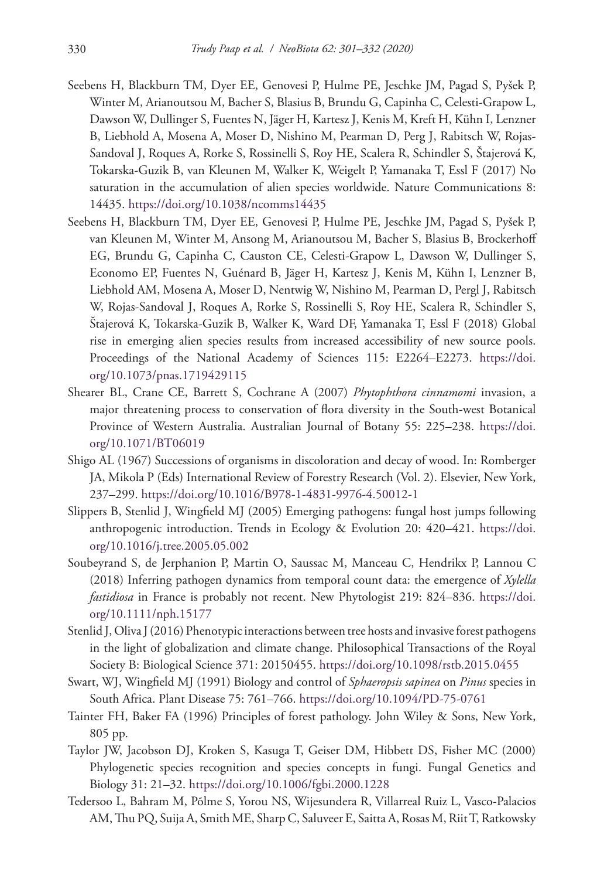Seebens H, Blackburn TM, Dyer EE, Genovesi P, Hulme PE, Jeschke JM, Pagad S, Pyšek P, Winter M, Arianoutsou M, Bacher S, Blasius B, Brundu G, Capinha C, Celesti-Grapow L, Dawson W, Dullinger S, Fuentes N, Jäger H, Kartesz J, Kenis M, Kreft H, Kühn I, Lenzner B, Liebhold A, Mosena A, Moser D, Nishino M, Pearman D, Perg J, Rabitsch W, Rojas-Sandoval J, Roques A, Rorke S, Rossinelli S, Roy HE, Scalera R, Schindler S, Štajerová K, Tokarska-Guzik B, van Kleunen M, Walker K, Weigelt P, Yamanaka T, Essl F (2017) No saturation in the accumulation of alien species worldwide. Nature Communications 8: 14435. https://doi.org/10.1038/ncomms14435

Seebens H, Blackburn TM, Dyer EE, Genovesi P, Hulme PE, Jeschke JM, Pagad S, Pyšek P, van Kleunen M, Winter M, Ansong M, Arianoutsou M, Bacher S, Blasius B, Brockerhoff EG, Brundu G, Capinha C, Causton CE, Celesti-Grapow L, Dawson W, Dullinger S, Economo EP, Fuentes N, Guénard B, Jäger H, Kartesz J, Kenis M, Kühn I, Lenzner B, Liebhold AM, Mosena A, Moser D, Nentwig W, Nishino M, Pearman D, Pergl J, Rabitsch W, Rojas-Sandoval J, Roques A, Rorke S, Rossinelli S, Roy HE, Scalera R, Schindler S, Štajerová K, Tokarska-Guzik B, Walker K, Ward DF, Yamanaka T, Essl F (2018) Global rise in emerging alien species results from increased accessibility of new source pools. Proceedings of the National Academy of Sciences 115: E2264–E2273. https://doi.org/10.1073/pnas.1719429115

Shearer BL, Crane CE, Barrett S, Cochrane A (2007) *Phytophthora cinnamomi* invasion, a major threatening process to conservation of flora diversity in the South-west Botanical Province of Western Australia. Australian Journal of Botany 55: 225–238. https://doi.org/10.1071/BT06019

Shigo AL (1967) Successions of organisms in discoloration and decay of wood. In: Romberger JA, Mikola P (Eds) International Review of Forestry Research (Vol. 2). Elsevier, New York, 237–299. https://doi.org/10.1016/B978-1-4831-9976-4.50012-1

Slippers B, Stenlid J, Wingfield MJ (2005) Emerging pathogens: fungal host jumps following anthropogenic introduction. Trends in Ecology & Evolution 20: 420–421. https://doi.org/10.1016/j.tree.2005.05.002

Soubeyrand S, de Jerphanion P, Martin O, Saussac M, Manceau C, Hendrikx P, Lannou C (2018) Inferring pathogen dynamics from temporal count data: the emergence of *Xylella fastidiosa* in France is probably not recent. New Phytologist 219: 824–836. https://doi.org/10.1111/nph.15177

Stenlid J, Oliva J (2016) Phenotypic interactions between tree hosts and invasive forest pathogens in the light of globalization and climate change. Philosophical Transactions of the Royal Society B: Biological Science 371: 20150455. https://doi.org/10.1098/rstb.2015.0455

Swart, WJ, Wingfield MJ (1991) Biology and control of *Sphaeropsis sapinea* on *Pinus* species in South Africa. Plant Disease 75: 761–766. https://doi.org/10.1094/PD-75-0761

Tainter FH, Baker FA (1996) Principles of forest pathology. John Wiley & Sons, New York, 805 pp.

Taylor JW, Jacobson DJ, Kroken S, Kasuga T, Geiser DM, Hibbett DS, Fisher MC (2000) Phylogenetic species recognition and species concepts in fungi. Fungal Genetics and Biology 31: 21–32. https://doi.org/10.1006/fgbi.2000.1228

Tedersoo L, Bahram M, Põlme S, Yorou NS, Wijesundera R, Villarreal Ruiz L, Vasco-Palacios AM, Thu PQ, Suija A, Smith ME, Sharp C, Saluveer E, Saitta A, Rosas M, Riit T, Ratkowsky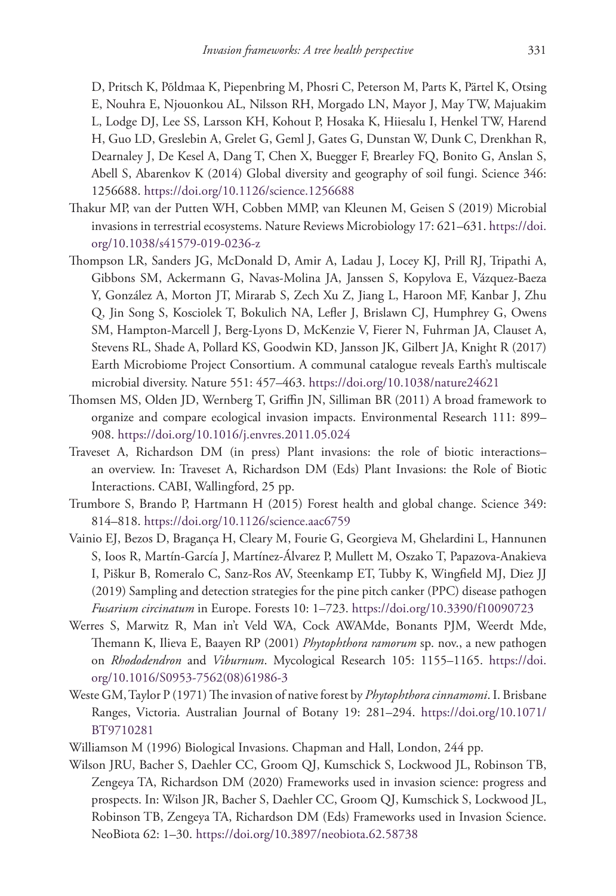D, Pritsch K, Põldmaa K, Piepenbring M, Phosri C, Peterson M, Parts K, Pärtel K, Otsing E, Nouhra E, Njouonkou AL, Nilsson RH, Morgado LN, Mayor J, May TW, Majuakim L, Lodge DJ, Lee SS, Larsson KH, Kohout P, Hosaka K, Hiiesalu I, Henkel TW, Harend H, Guo LD, Greslebin A, Grelet G, Geml J, Gates G, Dunstan W, Dunk C, Drenkhan R, Dearnaley J, De Kesel A, Dang T, Chen X, Buegger F, Brearley FQ, Bonito G, Anslan S, Abell S, Abarenkov K (2014) Global diversity and geography of soil fungi. Science 346: 1256688. https://doi.org/10.1126/science.1256688

Thakur MP, van der Putten WH, Cobben MMP, van Kleunen M, Geisen S (2019) Microbial invasions in terrestrial ecosystems. Nature Reviews Microbiology 17: 621–631. https://doi.org/10.1038/s41579-019-0236-z

Thompson LR, Sanders JG, McDonald D, Amir A, Ladau J, Locey KJ, Prill RJ, Tripathi A, Gibbons SM, Ackermann G, Navas-Molina JA, Janssen S, Kopylova E, Vázquez-Baeza Y, González A, Morton JT, Mirarab S, Zech Xu Z, Jiang L, Haroon MF, Kanbar J, Zhu Q, Jin Song S, Kosciolek T, Bokulich NA, Lefler J, Brislawn CJ, Humphrey G, Owens SM, Hampton-Marcell J, Berg-Lyons D, McKenzie V, Fierer N, Fuhrman JA, Clauset A, Stevens RL, Shade A, Pollard KS, Goodwin KD, Jansson JK, Gilbert JA, Knight R (2017) Earth Microbiome Project Consortium. A communal catalogue reveals Earth's multiscale microbial diversity. Nature 551: 457–463. https://doi.org/10.1038/nature24621

Thomsen MS, Olden JD, Wernberg T, Griffin JN, Silliman BR (2011) A broad framework to organize and compare ecological invasion impacts. Environmental Research 111: 899–908. https://doi.org/10.1016/j.envres.2011.05.024

Traveset A, Richardson DM (in press) Plant invasions: the role of biotic interactions– an overview. In: Traveset A, Richardson DM (Eds) Plant Invasions: the Role of Biotic Interactions. CABI, Wallingford, 25 pp.

Trumbore S, Brando P, Hartmann H (2015) Forest health and global change. Science 349: 814–818. https://doi.org/10.1126/science.aac6759

Vainio EJ, Bezos D, Bragança H, Cleary M, Fourie G, Georgieva M, Ghelardini L, Hannunen S, Ioos R, Martín-García J, Martínez-Álvarez P, Mullett M, Oszako T, Papazova-Anakieva I, Piškur B, Romeralo C, Sanz-Ros AV, Steenkamp ET, Tubby K, Wingfield MJ, Diez JJ (2019) Sampling and detection strategies for the pine pitch canker (PPC) disease pathogen *Fusarium circinatum* in Europe. Forests 10: 1–723. https://doi.org/10.3390/f10090723

Werres S, Marwitz R, Man in't Veld WA, Cock AWAMde, Bonants PJM, Weerdt Mde, Themann K, Ilieva E, Baayen RP (2001) *Phytophthora ramorum* sp. nov., a new pathogen on *Rhododendron* and *Viburnum*. Mycological Research 105: 1155–1165. https://doi.org/10.1016/S0953-7562(08)61986-3

Weste GM, Taylor P (1971) The invasion of native forest by *Phytophthora cinnamomi*. I. Brisbane Ranges, Victoria. Australian Journal of Botany 19: 281–294. https://doi.org/10.1071/BT9710281

Williamson M (1996) Biological Invasions. Chapman and Hall, London, 244 pp.

Wilson JRU, Bacher S, Daehler CC, Groom QJ, Kumschick S, Lockwood JL, Robinson TB, Zengeya TA, Richardson DM (2020) Frameworks used in invasion science: progress and prospects. In: Wilson JR, Bacher S, Daehler CC, Groom QJ, Kumschick S, Lockwood JL, Robinson TB, Zengeya TA, Richardson DM (Eds) Frameworks used in Invasion Science. NeoBiota 62: 1–30. https://doi.org/10.3897/neobiota.62.58738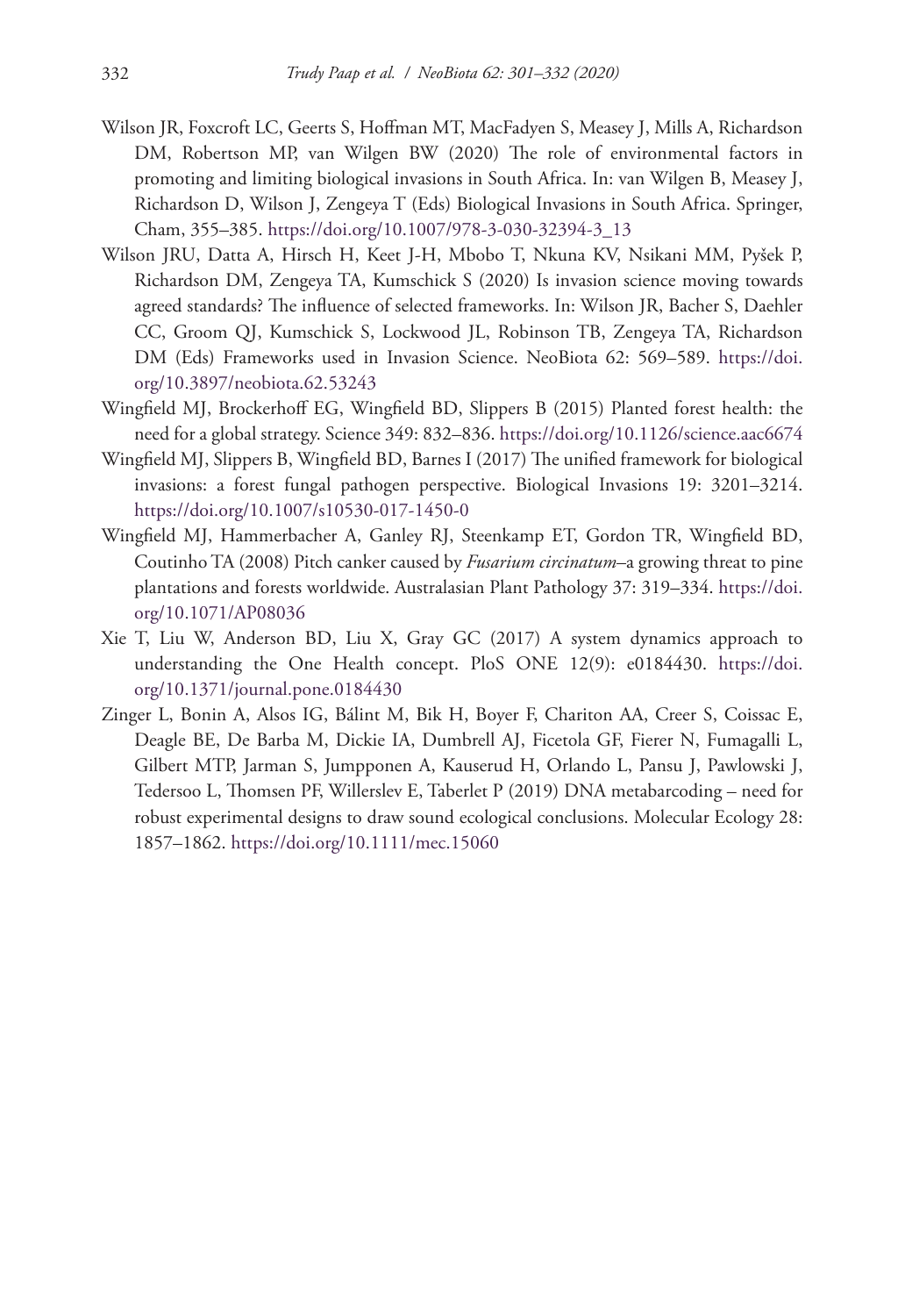Wilson JR, Foxcroft LC, Geerts S, Hoffman MT, MacFadyen S, Measey J, Mills A, Richardson DM, Robertson MP, van Wilgen BW (2020) The role of environmental factors in promoting and limiting biological invasions in South Africa. In: van Wilgen B, Measey J, Richardson D, Wilson J, Zengeya T (Eds) Biological Invasions in South Africa. Springer, Cham, 355–385. https://doi.org/10.1007/978-3-030-32394-3_13

Wilson JRU, Datta A, Hirsch H, Keet J-H, Mbobo T, Nkuna KV, Nsikani MM, Pyšek P, Richardson DM, Zengeya TA, Kumschick S (2020) Is invasion science moving towards agreed standards? The influence of selected frameworks. In: Wilson JR, Bacher S, Daehler CC, Groom QJ, Kumschick S, Lockwood JL, Robinson TB, Zengeya TA, Richardson DM (Eds) Frameworks used in Invasion Science. NeoBiota 62: 569–589. https://doi.org/10.3897/neobiota.62.53243

Wingfield MJ, Brockerhoff EG, Wingfield BD, Slippers B (2015) Planted forest health: the need for a global strategy. Science 349: 832–836. https://doi.org/10.1126/science.aac6674

Wingfield MJ, Slippers B, Wingfield BD, Barnes I (2017) The unified framework for biological invasions: a forest fungal pathogen perspective. Biological Invasions 19: 3201–3214. https://doi.org/10.1007/s10530-017-1450-0

Wingfield MJ, Hammerbacher A, Ganley RJ, Steenkamp ET, Gordon TR, Wingfield BD, Coutinho TA (2008) Pitch canker caused by *Fusarium circinatum*–a growing threat to pine plantations and forests worldwide. Australasian Plant Pathology 37: 319–334. https://doi.org/10.1071/AP08036

Xie T, Liu W, Anderson BD, Liu X, Gray GC (2017) A system dynamics approach to understanding the One Health concept. PloS ONE 12(9): e0184430. https://doi.org/10.1371/journal.pone.0184430

Zinger L, Bonin A, Alsos IG, Bálint M, Bik H, Boyer F, Chariton AA, Creer S, Coissac E, Deagle BE, De Barba M, Dickie IA, Dumbrell AJ, Ficetola GF, Fierer N, Fumagalli L, Gilbert MTP, Jarman S, Jumpponen A, Kauserud H, Orlando L, Pansu J, Pawlowski J, Tedersoo L, Thomsen PF, Willerslev E, Taberlet P (2019) DNA metabarcoding – need for robust experimental designs to draw sound ecological conclusions. Molecular Ecology 28: 1857–1862. https://doi.org/10.1111/mec.15060